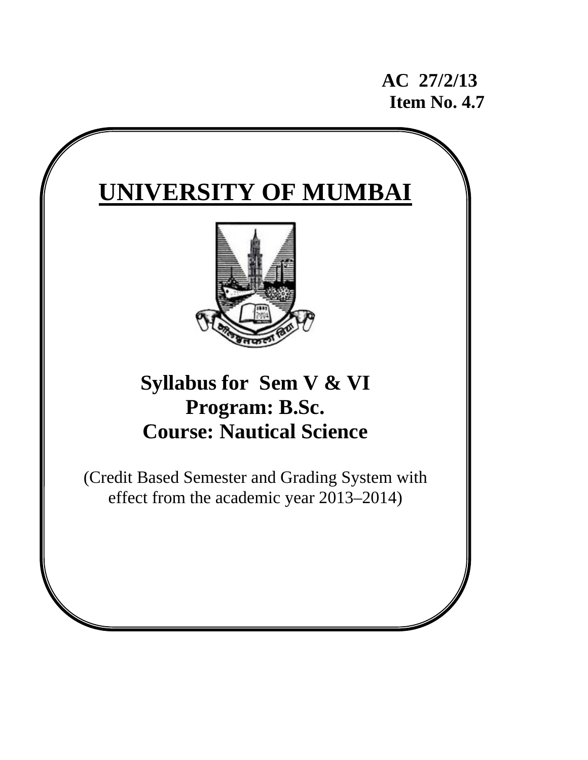**AC 27/2/13**
**Item No. 4.7**

# UNIVERSITY OF MUMBAI

## Syllabus for Sem V & VI
## Program: B.Sc.
## Course: Nautical Science

(Credit Based Semester and Grading System with effect from the academic year 2013–2014)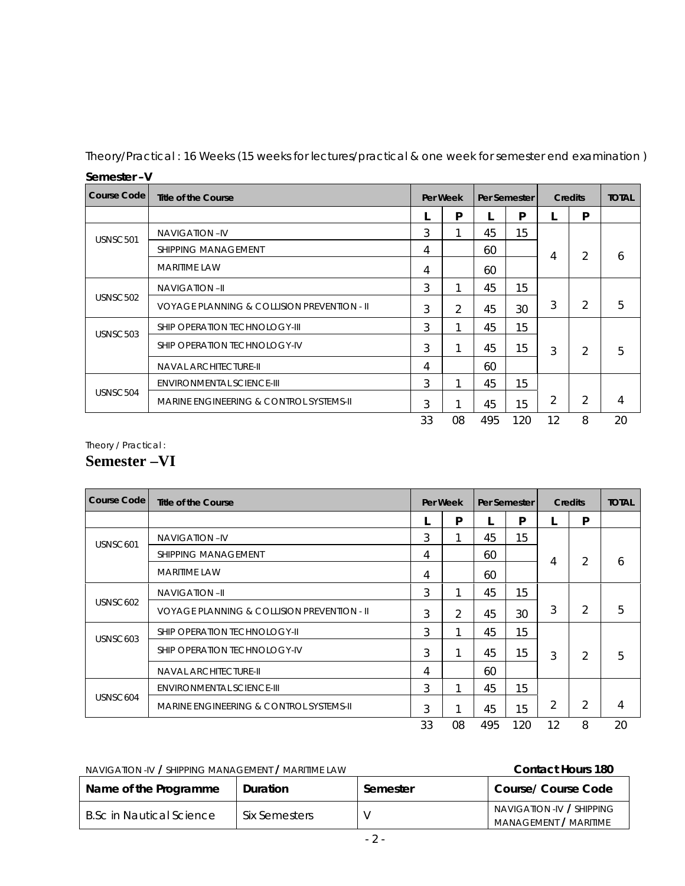Theory/Practical : 16 Weeks (15 weeks for lectures/practical & one week for semester end examination )

**Semester –V**

| Course Code | Title of the Course | Per Week | | Per Semester | | Credits | | TOTAL |
|---|---|---|---|---|---|---|---|---|
| | | L | P | L | P | L | P | |
| USNSC 501 | NAVIGATION –IV | 3 | 1 | 45 | 15 | 4 | 2 | 6 |
| | SHIPPING MANAGEMENT | 4 | | 60 | | | | |
| | MARITIME LAW | 4 | | 60 | | | | |
| USNSC 502 | NAVIGATION –II | 3 | 1 | 45 | 15 | 3 | 2 | 5 |
| | VOYAGE PLANNING & COLLISION PREVENTION - II | 3 | 2 | 45 | 30 | | | |
| USNSC 503 | SHIP OPERATION TECHNOLOGY-III | 3 | 1 | 45 | 15 | 3 | 2 | 5 |
| | SHIP OPERATION TECHNOLOGY-IV | 3 | 1 | 45 | 15 | | | |
| | NAVAL ARCHITECTURE-II | 4 | | 60 | | | | |
| USNSC 504 | ENVIRONMENTAL SCIENCE-III | 3 | 1 | 45 | 15 | 2 | 2 | 4 |
| | MARINE ENGINEERING & CONTROL SYSTEMS-II | 3 | 1 | 45 | 15 | | | |
| | | 33 | 08 | 495 | 120 | 12 | 8 | 20 |

Theory / Practical :

## Semester –VI

| Course Code | Title of the Course | Per Week | | Per Semester | | Credits | | TOTAL |
|---|---|---|---|---|---|---|---|---|
| | | L | P | L | P | L | P | |
| USNSC 601 | NAVIGATION –IV | 3 | 1 | 45 | 15 | 4 | 2 | 6 |
| | SHIPPING MANAGEMENT | 4 | | 60 | | | | |
| | MARITIME LAW | 4 | | 60 | | | | |
| USNSC 602 | NAVIGATION –II | 3 | 1 | 45 | 15 | 3 | 2 | 5 |
| | VOYAGE PLANNING & COLLISION PREVENTION - II | 3 | 2 | 45 | 30 | | | |
| USNSC 603 | SHIP OPERATION TECHNOLOGY-II | 3 | 1 | 45 | 15 | 3 | 2 | 5 |
| | SHIP OPERATION TECHNOLOGY-IV | 3 | 1 | 45 | 15 | | | |
| | NAVAL ARCHITECTURE-II | 4 | | 60 | | | | |
| USNSC 604 | ENVIRONMENTAL SCIENCE-III | 3 | 1 | 45 | 15 | 2 | 2 | 4 |
| | MARINE ENGINEERING & CONTROL SYSTEMS-II | 3 | 1 | 45 | 15 | | | |
| | | 33 | 08 | 495 | 120 | 12 | 8 | 20 |

NAVIGATION -IV / SHIPPING MANAGEMENT / MARITIME LAW **Contact Hours 180**

| Name of the Programme | Duration | Semester | Course/ Course Code |
|---|---|---|---|
| B.Sc in Nautical Science | Six Semesters | V | NAVIGATION -IV / SHIPPING MANAGEMENT / MARITIME |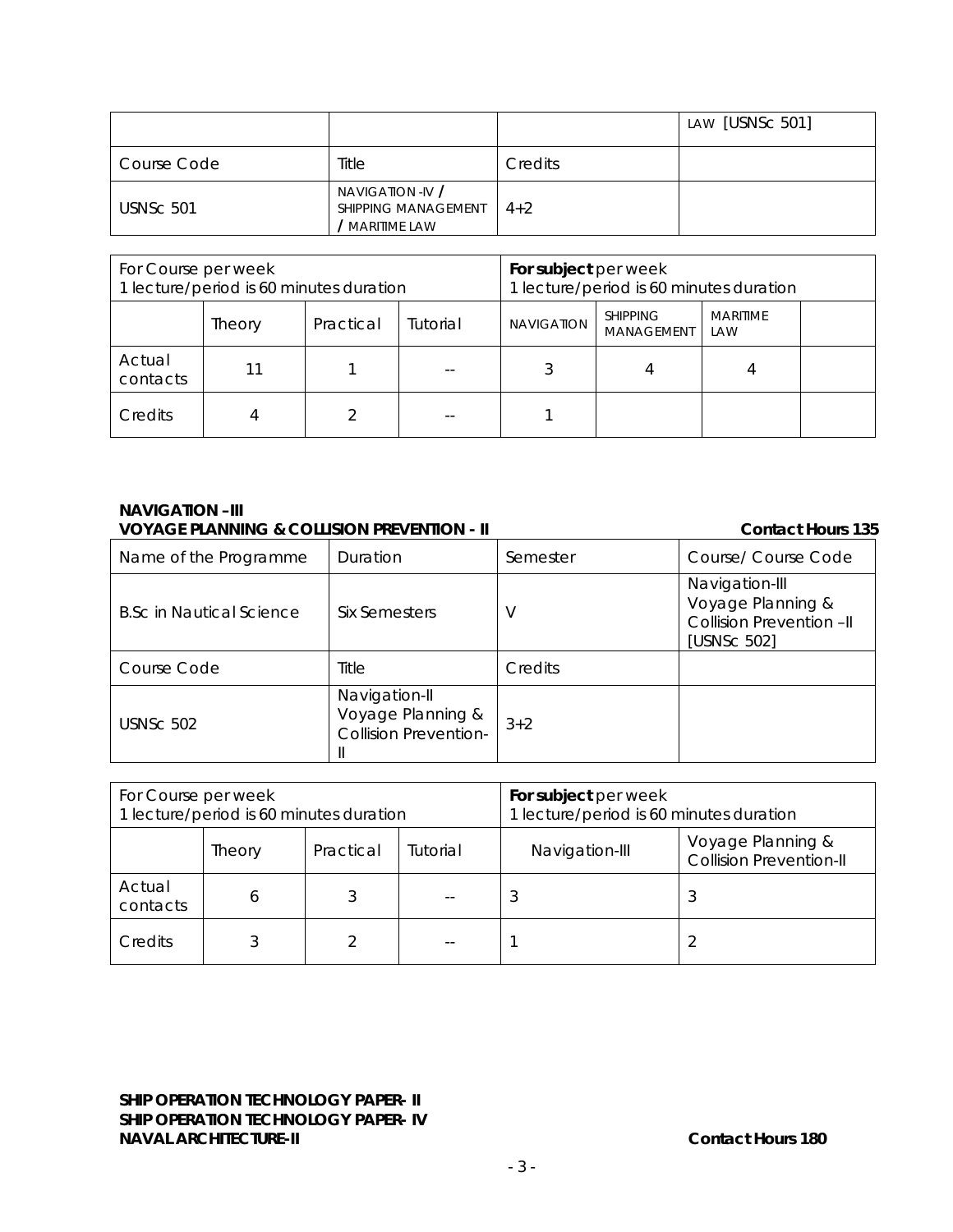| | | | LAW [USNSc 501] |
|---|---|---|---|
| Course Code | Title | Credits | |
| USNSc 501 | NAVIGATION -IV / SHIPPING MANAGEMENT / MARITIME LAW | 4+2 | |

| For Course per week 1 lecture/period is 60 minutes duration | | | | For subject per week 1 lecture/period is 60 minutes duration | | | |
|---|---|---|---|---|---|---|---|
| | Theory | Practical | Tutorial | NAVIGATION | SHIPPING MANAGEMENT | MARITIME LAW | |
| Actual contacts | 11 | 1 | -- | 3 | 4 | 4 | |
| Credits | 4 | 2 | -- | 1 | | | |

**NAVIGATION –III**
**VOYAGE PLANNING & COLLISION PREVENTION - II** **Contact Hours 135**

| Name of the Programme | Duration | Semester | Course/ Course Code |
|---|---|---|---|
| B.Sc in Nautical Science | Six Semesters | V | Navigation-III Voyage Planning & Collision Prevention –II [USNSc 502] |
| Course Code | Title | Credits | |
| USNSc 502 | Navigation-II Voyage Planning & Collision Prevention-II | 3+2 | |

| For Course per week 1 lecture/period is 60 minutes duration | | | | For subject per week 1 lecture/period is 60 minutes duration | |
|---|---|---|---|---|---|
| | Theory | Practical | Tutorial | Navigation-III | Voyage Planning & Collision Prevention-II |
| Actual contacts | 6 | 3 | -- | 3 | 3 |
| Credits | 3 | 2 | -- | 1 | 2 |

**SHIP OPERATION TECHNOLOGY PAPER- II**
**SHIP OPERATION TECHNOLOGY PAPER- IV**
**NAVAL ARCHITECTURE-II** **Contact Hours 180**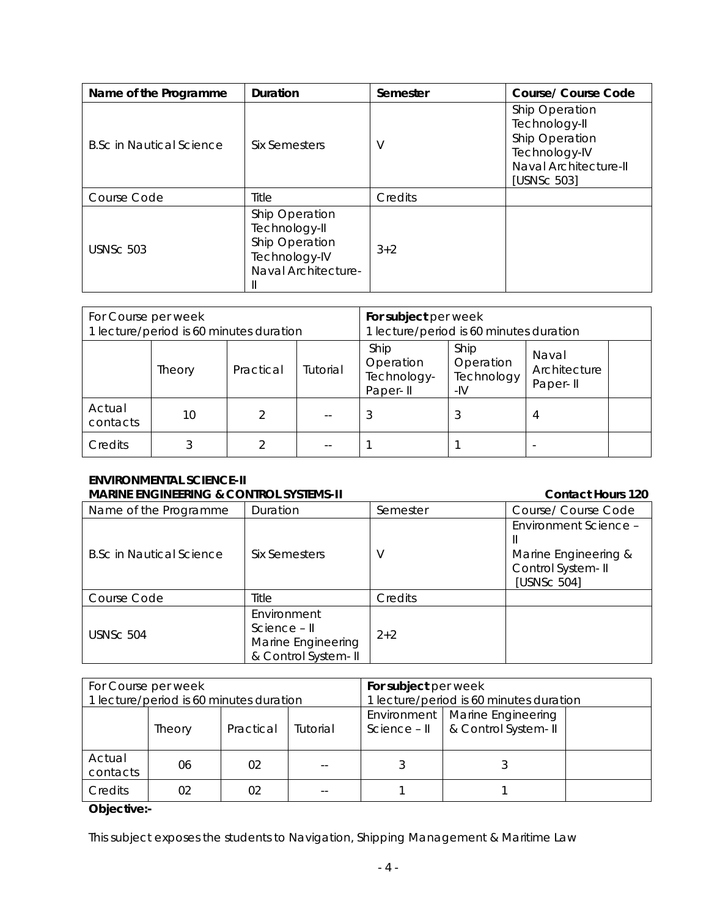| Name of the Programme | Duration | Semester | Course/ Course Code |
|---|---|---|---|
| B.Sc in Nautical Science | Six Semesters | V | Ship Operation Technology-II<br>Ship Operation Technology-IV<br>Naval Architecture-II<br>[USNSc 503] |
| Course Code | Title | Credits | |
| USNSc 503 | Ship Operation Technology-II<br>Ship Operation Technology-IV<br>Naval Architecture-II | 3+2 | |

| For Course per week<br>1 lecture/period is 60 minutes duration | | | | **For subject** per week<br>1 lecture/period is 60 minutes duration | | | |
|---|---|---|---|---|---|---|---|
| | Theory | Practical | Tutorial | Ship Operation Technology-Paper- II | Ship Operation Technology -IV | Naval Architecture Paper- II | |
| Actual contacts | 10 | 2 | -- | 3 | 3 | 4 | |
| Credits | 3 | 2 | -- | 1 | 1 | - | |

**ENVIRONMENTAL SCIENCE-II**

**MARINE ENGINEERING & CONTROL SYSTEMS-II** **Contact Hours 120**

| Name of the Programme | Duration | Semester | Course/ Course Code |
|---|---|---|---|
| B.Sc in Nautical Science | Six Semesters | V | Environment Science – II<br>Marine Engineering & Control System- II<br>[USNSc 504] |
| Course Code | Title | Credits | |
| USNSc 504 | Environment Science – II<br>Marine Engineering & Control System- II | 2+2 | |

| For Course per week<br>1 lecture/period is 60 minutes duration | | | | **For subject** per week<br>1 lecture/period is 60 minutes duration | | |
|---|---|---|---|---|---|---|
| | Theory | Practical | Tutorial | Environment Science – II | Marine Engineering & Control System- II | |
| Actual contacts | 06 | 02 | -- | 3 | 3 | |
| Credits | 02 | 02 | -- | 1 | 1 | |

**Objective:-**

This subject exposes the students to Navigation, Shipping Management & Maritime Law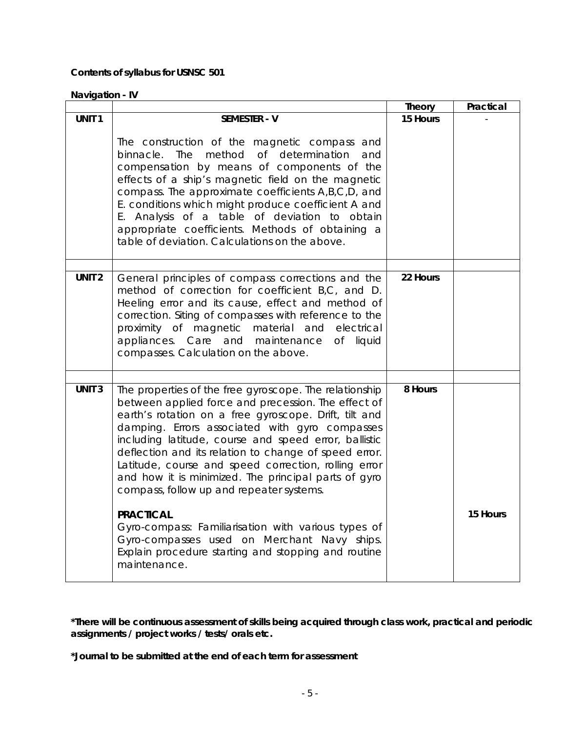**Contents of syllabus for USNSC 501**

**Navigation - IV**

| | | Theory | Practical |
|---|---|---|---|
| **UNIT 1** | **SEMESTER - V**<br><br>The construction of the magnetic compass and binnacle. The method of determination and compensation by means of components of the effects of a ship's magnetic field on the magnetic compass. The approximate coefficients A,B,C,D, and E. conditions which might produce coefficient A and E. Analysis of a table of deviation to obtain appropriate coefficients. Methods of obtaining a table of deviation. Calculations on the above. | **15 Hours** | - |
| | | | |
| **UNIT 2** | General principles of compass corrections and the method of correction for coefficient B,C, and D. Heeling error and its cause, effect and method of correction. Siting of compasses with reference to the proximity of magnetic material and electrical appliances. Care and maintenance of liquid compasses. Calculation on the above. | **22 Hours** | |
| | | | |
| **UNIT 3** | The properties of the free gyroscope. The relationship between applied force and precession. The effect of earth's rotation on a free gyroscope. Drift, tilt and damping. Errors associated with gyro compasses including latitude, course and speed error, ballistic deflection and its relation to change of speed error. Latitude, course and speed correction, rolling error and how it is minimized. The principal parts of gyro compass, follow up and repeater systems.<br><br>**PRACTICAL**<br>Gyro-compass: Familiarisation with various types of Gyro-compasses used on Merchant Navy ships. Explain procedure starting and stopping and routine maintenance. | **8 Hours** | <br><br><br><br><br><br><br><br>**15 Hours** |

**\*There will be continuous assessment of skills being acquired through class work, practical and periodic assignments / project works / tests/ orals etc.**

**\*Journal to be submitted at the end of each term for assessment**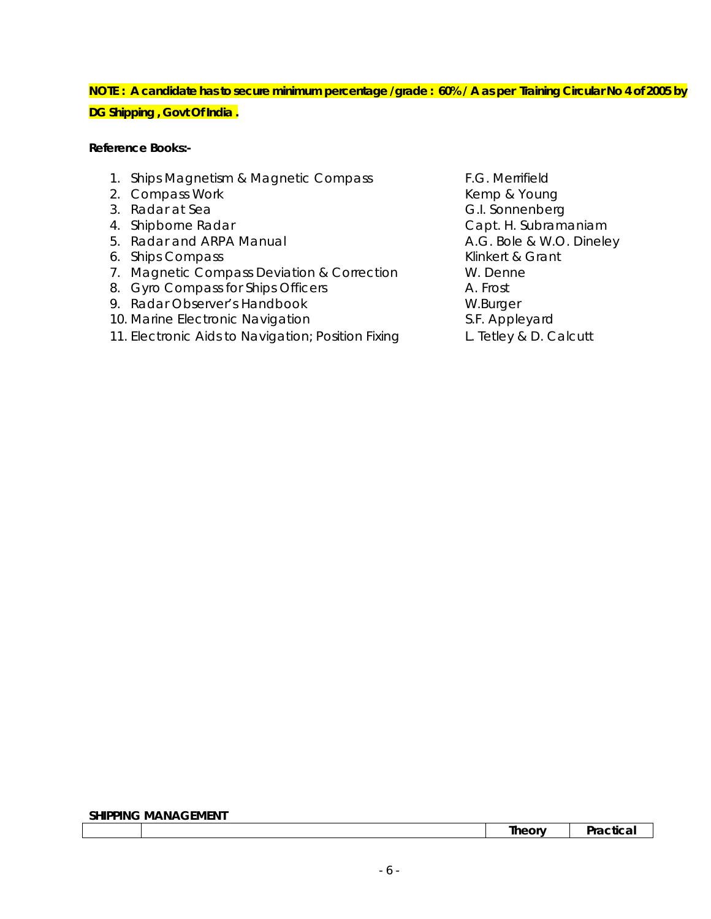**NOTE : A candidate has to secure minimum percentage /grade : 60% / A as per Training Circular No 4 of 2005 by DG Shipping , Govt Of India .**

**Reference Books:-**

| | Title | Author |
|---|---|---|
| 1. | Ships Magnetism & Magnetic Compass | F.G. Merrifield |
| 2. | Compass Work | Kemp & Young |
| 3. | Radar at Sea | G.I. Sonnenberg |
| 4. | Shipborne Radar | Capt. H. Subramaniam |
| 5. | Radar and ARPA Manual | A.G. Bole & W.O. Dineley |
| 6. | Ships Compass | Klinkert & Grant |
| 7. | Magnetic Compass Deviation & Correction | W. Denne |
| 8. | Gyro Compass for Ships Officers | A. Frost |
| 9. | Radar Observer's Handbook | W.Burger |
| 10. | Marine Electronic Navigation | S.F. Appleyard |
| 11. | Electronic Aids to Navigation; Position Fixing | L. Tetley & D. Calcutt |

**SHIPPING MANAGEMENT**

| | | Theory | Practical |
|---|---|---|---|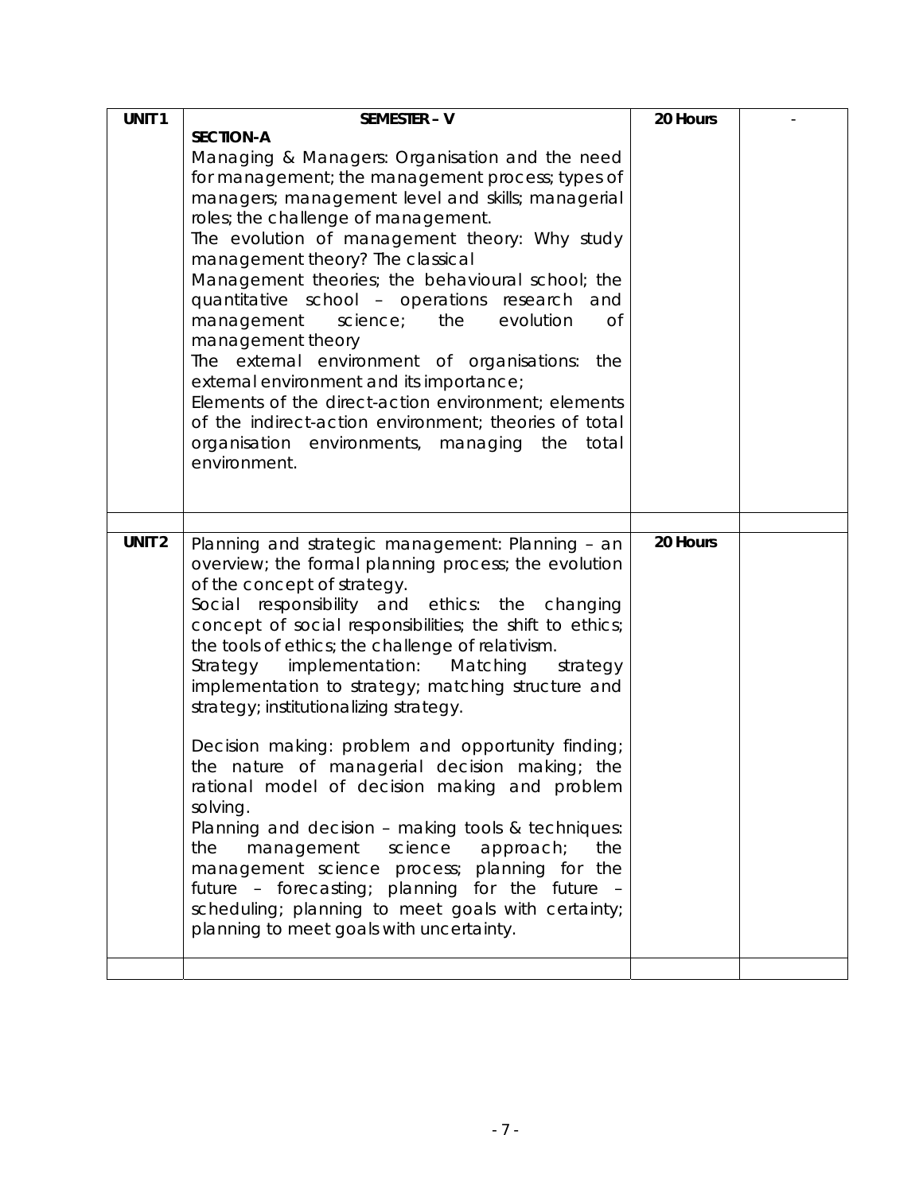| UNIT 1 | SEMESTER – V<br>**SECTION-A**<br>Managing & Managers: Organisation and the need for management; the management process; types of managers; management level and skills; managerial roles; the challenge of management.<br>The evolution of management theory: Why study management theory? The classical<br>Management theories; the behavioural school; the quantitative school – operations research and management science; the evolution of management theory<br>The external environment of organisations: the external environment and its importance;<br>Elements of the direct-action environment; elements of the indirect-action environment; theories of total organisation environments, managing the total environment. | 20 Hours | - |
|---|---|---|---|
| | | | |
| UNIT 2 | Planning and strategic management: Planning – an overview; the formal planning process; the evolution of the concept of strategy.<br>Social responsibility and ethics: the changing concept of social responsibilities; the shift to ethics; the tools of ethics; the challenge of relativism.<br>Strategy implementation: Matching strategy implementation to strategy; matching structure and strategy; institutionalizing strategy.<br><br>Decision making: problem and opportunity finding; the nature of managerial decision making; the rational model of decision making and problem solving.<br>Planning and decision – making tools & techniques: the management science approach; the management science process; planning for the future – forecasting; planning for the future – scheduling; planning to meet goals with certainty; planning to meet goals with uncertainty. | 20 Hours | |
| | | | |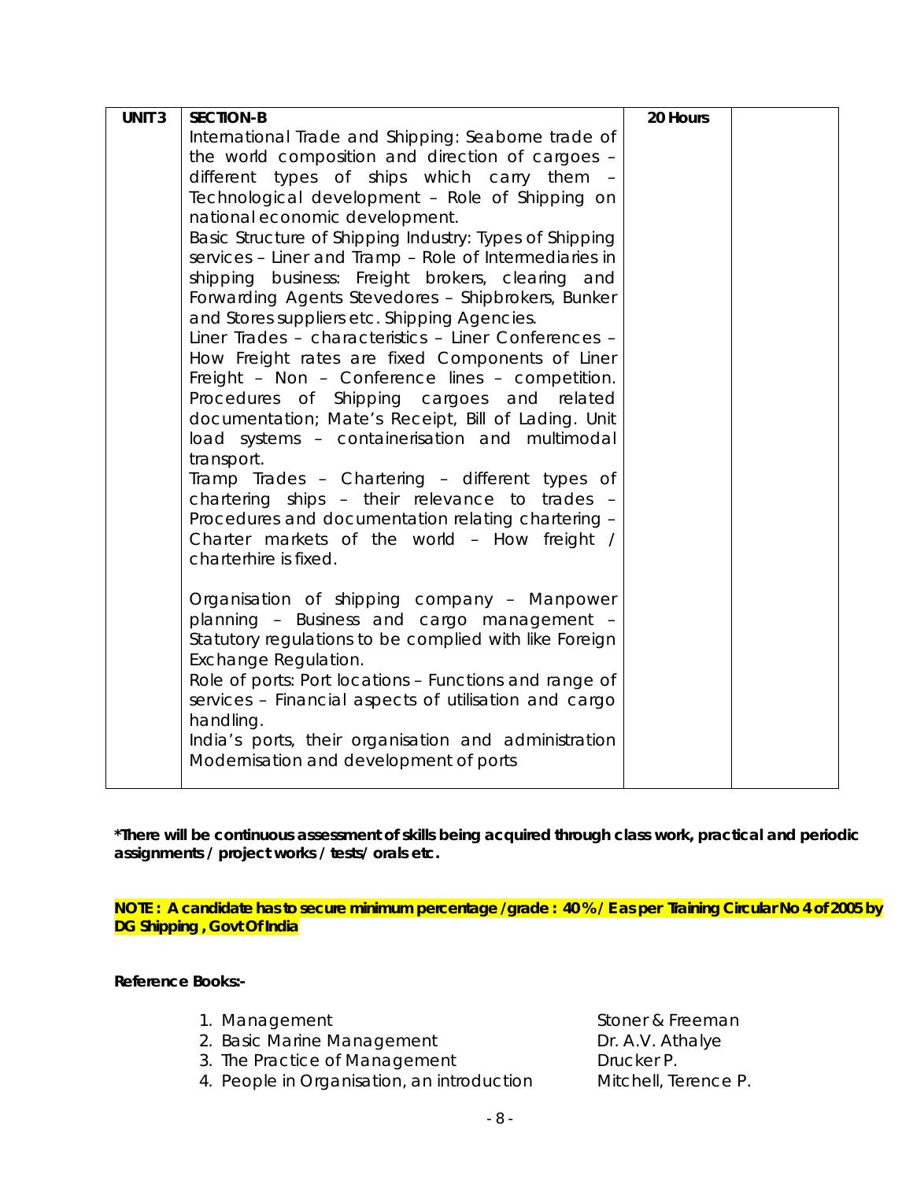| UNIT 3 | SECTION-B<br>International Trade and Shipping: Seaborne trade of the world composition and direction of cargoes – different types of ships which carry them – Technological development – Role of Shipping on national economic development.<br>Basic Structure of Shipping Industry: Types of Shipping services – Liner and Tramp – Role of Intermediaries in shipping business: Freight brokers, clearing and Forwarding Agents Stevedores – Shipbrokers, Bunker and Stores suppliers etc. Shipping Agencies.<br>Liner Trades – characteristics – Liner Conferences – How Freight rates are fixed Components of Liner Freight – Non – Conference lines – competition. Procedures of Shipping cargoes and related documentation; Mate's Receipt, Bill of Lading. Unit load systems – containerisation and multimodal transport.<br>Tramp Trades – Chartering – different types of chartering ships – their relevance to trades – Procedures and documentation relating chartering – Charter markets of the world – How freight / charterhire is fixed.<br><br>Organisation of shipping company – Manpower planning – Business and cargo management – Statutory regulations to be complied with like Foreign Exchange Regulation.<br>Role of ports: Port locations – Functions and range of services – Financial aspects of utilisation and cargo handling.<br>India's ports, their organisation and administration Modernisation and development of ports | 20 Hours | |
|---|---|---|---|

***There will be continuous assessment of skills being acquired through class work, practical and periodic assignments / project works / tests/ orals etc.**

**NOTE : A candidate has to secure minimum percentage /grade : 40 % / E as per Training Circular No 4 of 2005 by DG Shipping , Govt Of India**

**Reference Books:-**

1. Management — Stoner & Freeman
2. Basic Marine Management — Dr. A.V. Athalye
3. The Practice of Management — Drucker P.
4. People in Organisation, an introduction — Mitchell, Terence P.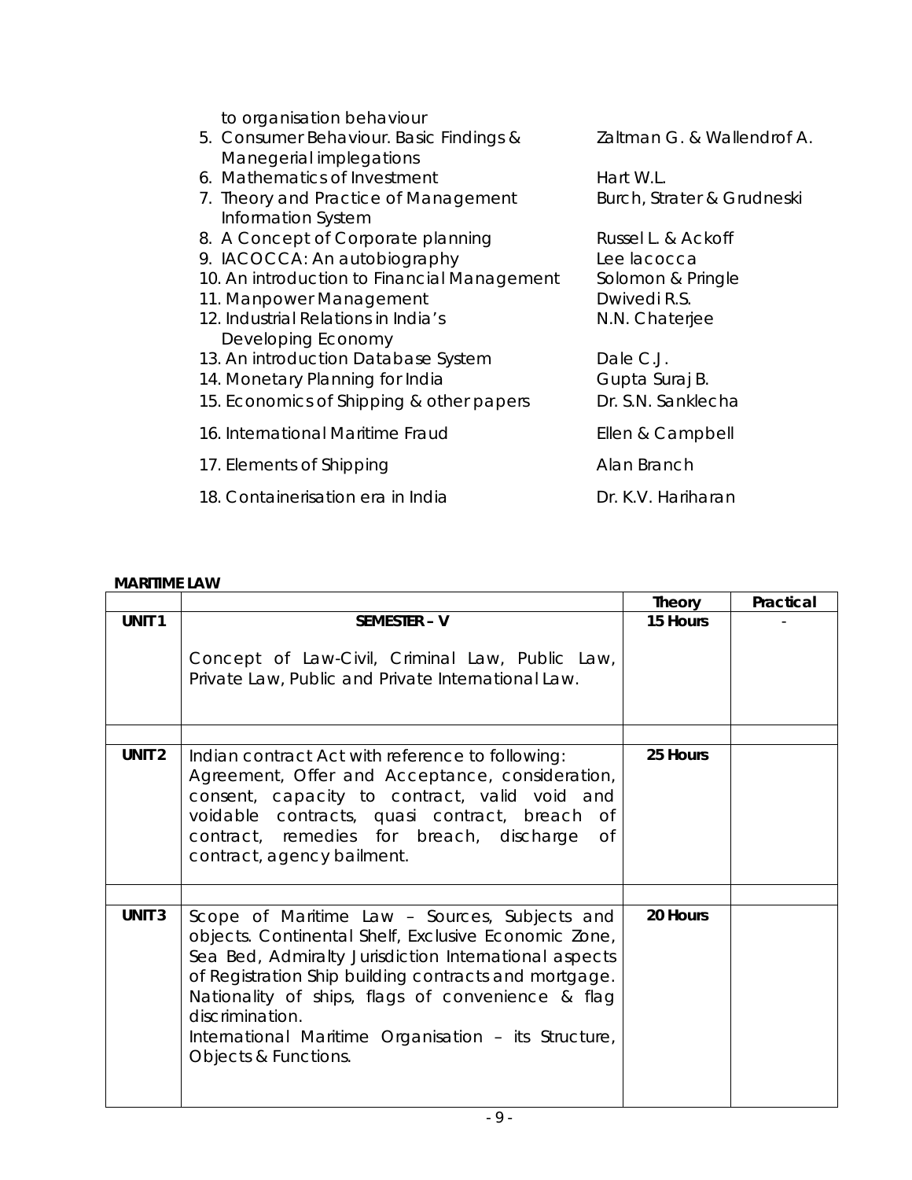to organisation behaviour

| | |
|---|---|
| 5. Consumer Behaviour. Basic Findings & Manegerial implegations | Zaltman G. & Wallendrof A. |
| 6. Mathematics of Investment | Hart W.L. |
| 7. Theory and Practice of Management Information System | Burch, Strater & Grudneski |
| 8. A Concept of Corporate planning | Russel L. & Ackoff |
| 9. IACOCCA: An autobiography | Lee lacocca |
| 10. An introduction to Financial Management | Solomon & Pringle |
| 11. Manpower Management | Dwivedi R.S. |
| 12. Industrial Relations in India's Developing Economy | N.N. Chaterjee |
| 13. An introduction Database System | Dale C.J. |
| 14. Monetary Planning for India | Gupta Suraj B. |
| 15. Economics of Shipping & other papers | Dr. S.N. Sanklecha |
| 16. International Maritime Fraud | Ellen & Campbell |
| 17. Elements of Shipping | Alan Branch |
| 18. Containerisation era in India | Dr. K.V. Hariharan |

**MARITIME LAW**

| | | Theory | Practical |
|---|---|---|---|
| UNIT 1 | **SEMESTER – V**<br><br>Concept of Law-Civil, Criminal Law, Public Law, Private Law, Public and Private International Law. | 15 Hours | - |
| | | | |
| UNIT 2 | Indian contract Act with reference to following: Agreement, Offer and Acceptance, consideration, consent, capacity to contract, valid void and voidable contracts, quasi contract, breach of contract, remedies for breach, discharge of contract, agency bailment. | 25 Hours | |
| | | | |
| UNIT 3 | Scope of Maritime Law – Sources, Subjects and objects. Continental Shelf, Exclusive Economic Zone, Sea Bed, Admiralty Jurisdiction International aspects of Registration Ship building contracts and mortgage. Nationality of ships, flags of convenience & flag discrimination.<br>International Maritime Organisation – its Structure, Objects & Functions. | 20 Hours | |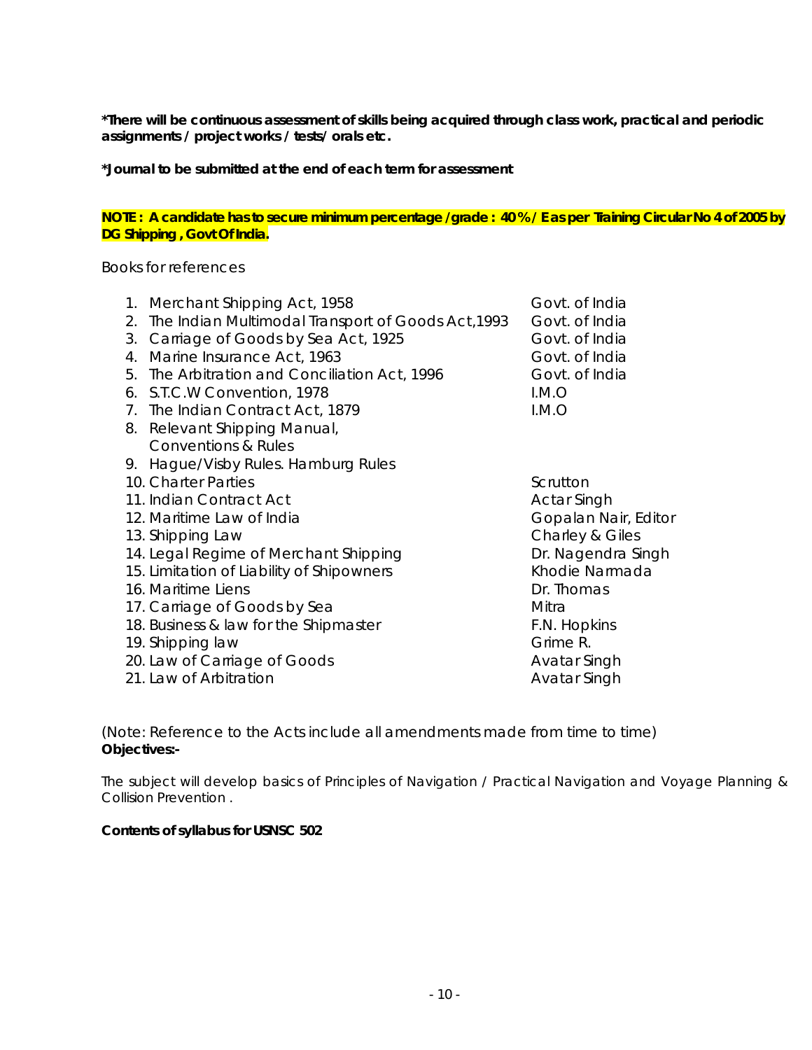**\*There will be continuous assessment of skills being acquired through class work, practical and periodic assignments / project works / tests/ orals etc.**

**\*Journal to be submitted at the end of each term for assessment**

**NOTE : A candidate has to secure minimum percentage /grade : 40 % / E as per Training Circular No 4 of 2005 by DG Shipping , Govt Of India.**

Books for references

| | Title | Author/Publisher |
|---|---|---|
| 1. | Merchant Shipping Act, 1958 | Govt. of India |
| 2. | The Indian Multimodal Transport of Goods Act,1993 | Govt. of India |
| 3. | Carriage of Goods by Sea Act, 1925 | Govt. of India |
| 4. | Marine Insurance Act, 1963 | Govt. of India |
| 5. | The Arbitration and Conciliation Act, 1996 | Govt. of India |
| 6. | S.T.C.W Convention, 1978 | I.M.O |
| 7. | The Indian Contract Act, 1879 | I.M.O |
| 8. | Relevant Shipping Manual, Conventions & Rules | |
| 9. | Hague/Visby Rules. Hamburg Rules | |
| 10. | Charter Parties | Scrutton |
| 11. | Indian Contract Act | Actar Singh |
| 12. | Maritime Law of India | Gopalan Nair, Editor |
| 13. | Shipping Law | Charley & Giles |
| 14. | Legal Regime of Merchant Shipping | Dr. Nagendra Singh |
| 15. | Limitation of Liability of Shipowners | Khodie Narmada |
| 16. | Maritime Liens | Dr. Thomas |
| 17. | Carriage of Goods by Sea | Mitra |
| 18. | Business & law for the Shipmaster | F.N. Hopkins |
| 19. | Shipping law | Grime R. |
| 20. | Law of Carriage of Goods | Avatar Singh |
| 21. | Law of Arbitration | Avatar Singh |

(Note: Reference to the Acts include all amendments made from time to time)

**Objectives:-**

The subject will develop basics of Principles of Navigation / Practical Navigation and Voyage Planning & Collision Prevention .

**Contents of syllabus for USNSC 502**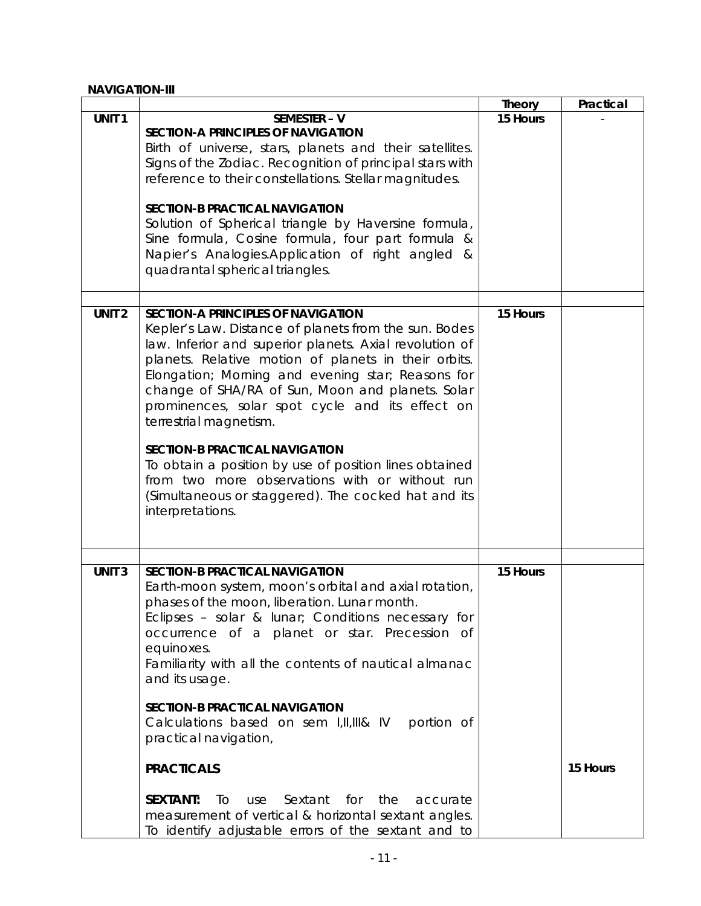**NAVIGATION-III**

| | | Theory | Practical |
|---|---|---|---|
| **UNIT 1** | **SEMESTER – V**<br>**SECTION-A PRINCIPLES OF NAVIGATION**<br>Birth of universe, stars, planets and their satellites. Signs of the Zodiac. Recognition of principal stars with reference to their constellations. Stellar magnitudes.<br><br>**SECTION-B PRACTICAL NAVIGATION**<br>Solution of Spherical triangle by Haversine formula, Sine formula, Cosine formula, four part formula & Napier's Analogies.Application of right angled & quadrantal spherical triangles. | **15 Hours** | - |
| | | | |
| **UNIT 2** | **SECTION-A PRINCIPLES OF NAVIGATION**<br>Kepler's Law. Distance of planets from the sun. Bodes law. Inferior and superior planets. Axial revolution of planets. Relative motion of planets in their orbits. Elongation; Morning and evening star; Reasons for change of SHA/RA of Sun, Moon and planets. Solar prominences, solar spot cycle and its effect on terrestrial magnetism.<br><br>**SECTION-B PRACTICAL NAVIGATION**<br>To obtain a position by use of position lines obtained from two more observations with or without run (Simultaneous or staggered). The cocked hat and its interpretations. | **15 Hours** | |
| | | | |
| **UNIT 3** | **SECTION-B PRACTICAL NAVIGATION**<br>Earth-moon system, moon's orbital and axial rotation, phases of the moon, liberation. Lunar month.<br>Eclipses – solar & lunar; Conditions necessary for occurrence of a planet or star. Precession of equinoxes.<br>Familiarity with all the contents of nautical almanac and its usage.<br><br>**SECTION-B PRACTICAL NAVIGATION**<br>Calculations based on sem I,II,III& IV portion of practical navigation, | **15 Hours** | |
| | **PRACTICALS**<br><br>**SEXTANT:** To use Sextant for the accurate measurement of vertical & horizontal sextant angles. To identify adjustable errors of the sextant and to | | **15 Hours** |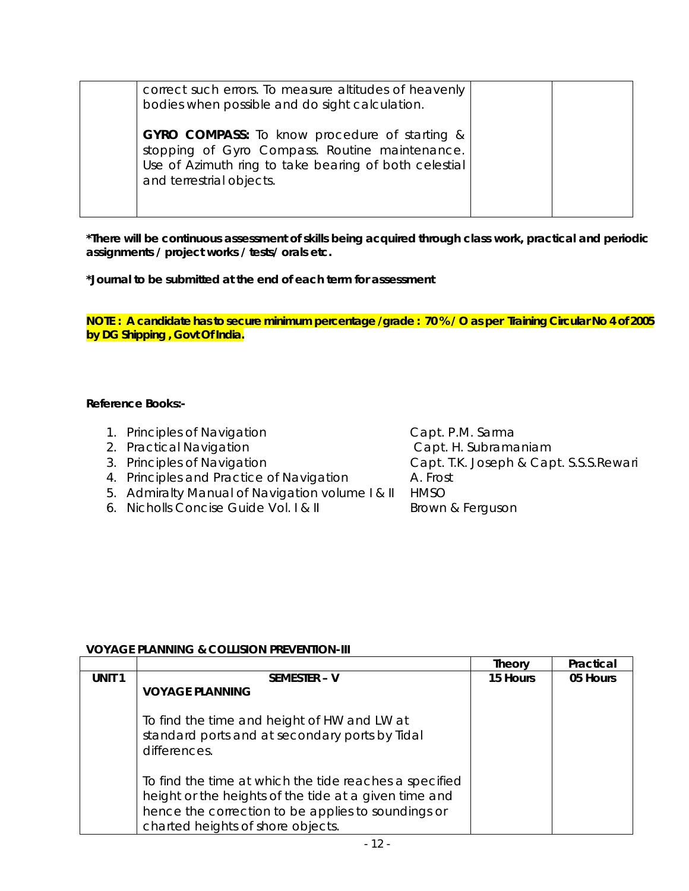| | correct such errors. To measure altitudes of heavenly bodies when possible and do sight calculation.<br><br>**GYRO COMPASS:** To know procedure of starting & stopping of Gyro Compass. Routine maintenance. Use of Azimuth ring to take bearing of both celestial and terrestrial objects. | | |
|---|---|---|---|

**\*There will be continuous assessment of skills being acquired through class work, practical and periodic assignments / project works / tests/ orals etc.**

**\*Journal to be submitted at the end of each term for assessment**

**NOTE : A candidate has to secure minimum percentage /grade : 70 % / O as per Training Circular No 4 of 2005 by DG Shipping , Govt Of India.**

**Reference Books:-**

1. Principles of Navigation — Capt. P.M. Sarma
2. Practical Navigation — Capt. H. Subramaniam
3. Principles of Navigation — Capt. T.K. Joseph & Capt. S.S.S.Rewari
4. Principles and Practice of Navigation — A. Frost
5. Admiralty Manual of Navigation volume I & II — HMSO
6. Nicholls Concise Guide Vol. I & II — Brown & Ferguson

**VOYAGE PLANNING & COLLISION PREVENTION-III**

| | | Theory | Practical |
|---|---|---|---|
| **UNIT 1** | **SEMESTER – V**<br>**VOYAGE PLANNING**<br><br>To find the time and height of HW and LW at standard ports and at secondary ports by Tidal differences.<br><br>To find the time at which the tide reaches a specified height or the heights of the tide at a given time and hence the correction to be applies to soundings or charted heights of shore objects. | **15 Hours** | **05 Hours** |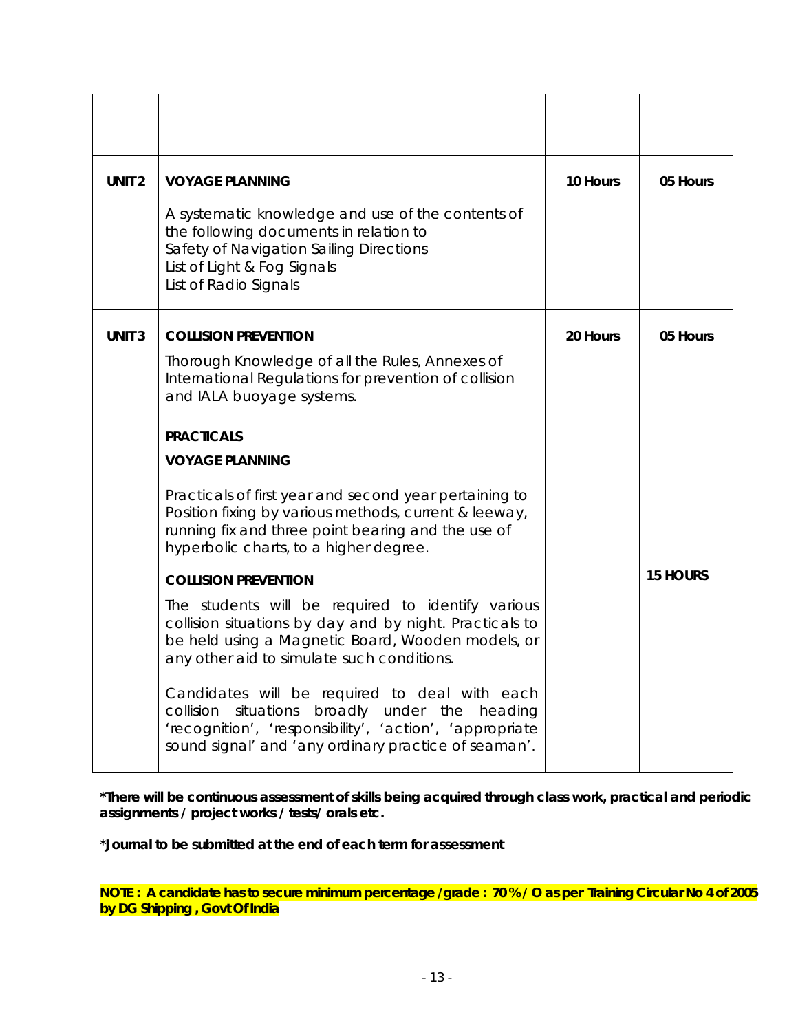| | | | |
|---|---|---|---|
| | | | |
| **UNIT 2** | **VOYAGE PLANNING**<br><br>A systematic knowledge and use of the contents of the following documents in relation to<br>Safety of Navigation Sailing Directions<br>List of Light & Fog Signals<br>List of Radio Signals | **10 Hours** | **05 Hours** |
| **UNIT 3** | **COLLISION PREVENTION**<br><br>Thorough Knowledge of all the Rules, Annexes of International Regulations for prevention of collision and IALA buoyage systems.<br><br>**PRACTICALS**<br><br>**VOYAGE PLANNING**<br><br>Practicals of first year and second year pertaining to Position fixing by various methods, current & leeway, running fix and three point bearing and the use of hyperbolic charts, to a higher degree.<br><br>**COLLISION PREVENTION**<br><br>The students will be required to identify various collision situations by day and by night. Practicals to be held using a Magnetic Board, Wooden models, or any other aid to simulate such conditions.<br><br>Candidates will be required to deal with each collision situations broadly under the heading 'recognition', 'responsibility', 'action', 'appropriate sound signal' and 'any ordinary practice of seaman'. | **20 Hours** | **05 Hours**<br><br>**15 HOURS** |

**\*There will be continuous assessment of skills being acquired through class work, practical and periodic assignments / project works / tests/ orals etc.**

**\*Journal to be submitted at the end of each term for assessment**

**NOTE : A candidate has to secure minimum percentage /grade : 70 % / O as per Training Circular No 4 of 2005 by DG Shipping , Govt Of India**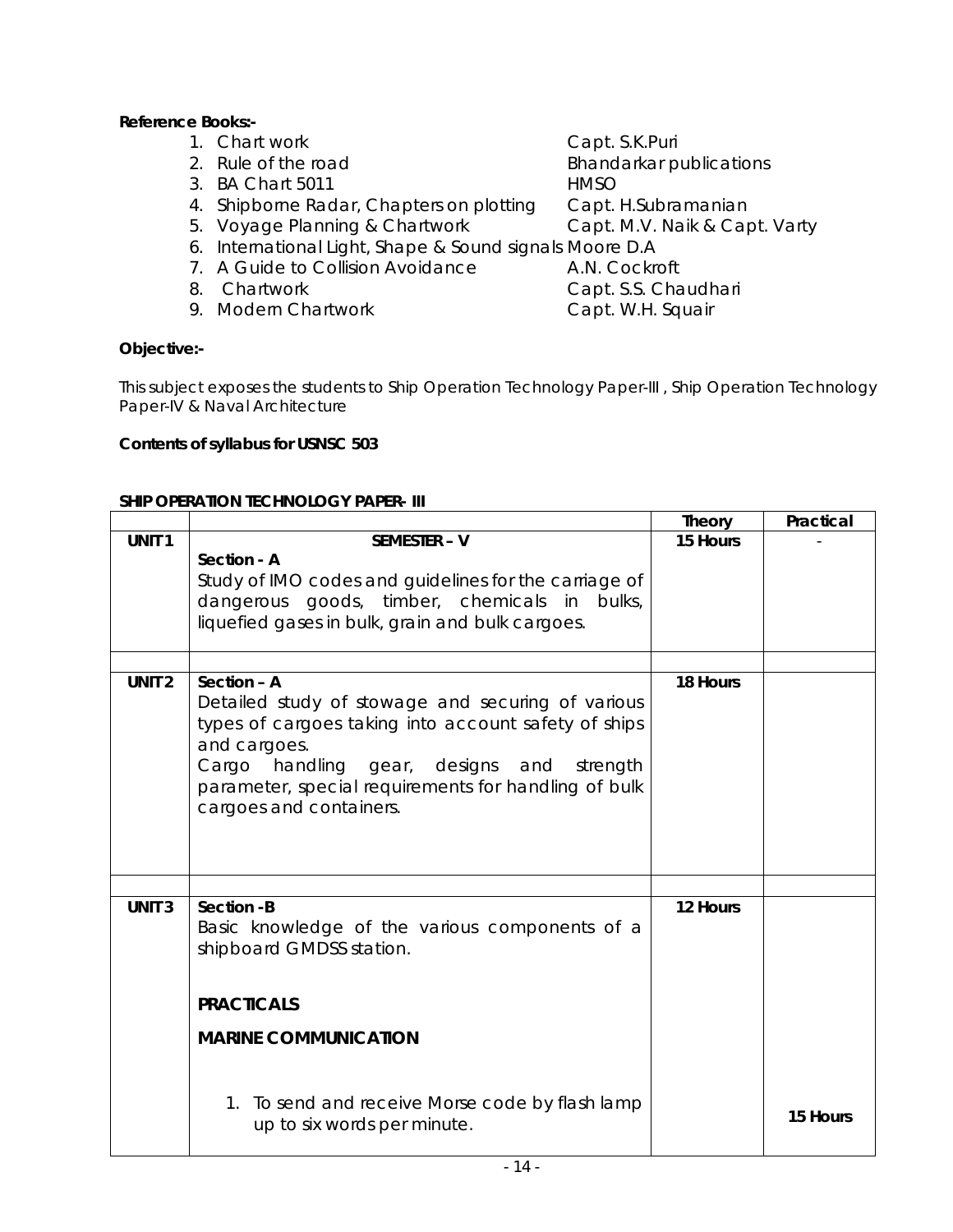**Reference Books:-**

1. Chart work Capt. S.K.Puri
2. Rule of the road Bhandarkar publications
3. BA Chart 5011 HMSO
4. Shipborne Radar, Chapters on plotting Capt. H.Subramanian
5. Voyage Planning & Chartwork Capt. M.V. Naik & Capt. Varty
6. International Light, Shape & Sound signals Moore D.A
7. A Guide to Collision Avoidance A.N. Cockroft
8. Chartwork Capt. S.S. Chaudhari
9. Modern Chartwork Capt. W.H. Squair

**Objective:-**

This subject exposes the students to Ship Operation Technology Paper-III , Ship Operation Technology Paper-IV & Naval Architecture

**Contents of syllabus for USNSC 503**

**SHIP OPERATION TECHNOLOGY PAPER- III**

| | | Theory | Practical |
|---|---|---|---|
| **UNIT 1** | **SEMESTER – V**<br>**Section - A**<br>Study of IMO codes and guidelines for the carriage of dangerous goods, timber, chemicals in bulks, liquefied gases in bulk, grain and bulk cargoes. | **15 Hours** | - |
| | | | |
| **UNIT 2** | **Section – A**<br>Detailed study of stowage and securing of various types of cargoes taking into account safety of ships and cargoes.<br>Cargo handling gear, designs and strength parameter, special requirements for handling of bulk cargoes and containers. | **18 Hours** | |
| | | | |
| **UNIT 3** | **Section -B**<br>Basic knowledge of the various components of a shipboard GMDSS station.<br><br>**PRACTICALS**<br><br>**MARINE COMMUNICATION**<br><br>1. To send and receive Morse code by flash lamp up to six words per minute. | **12 Hours** | **15 Hours** |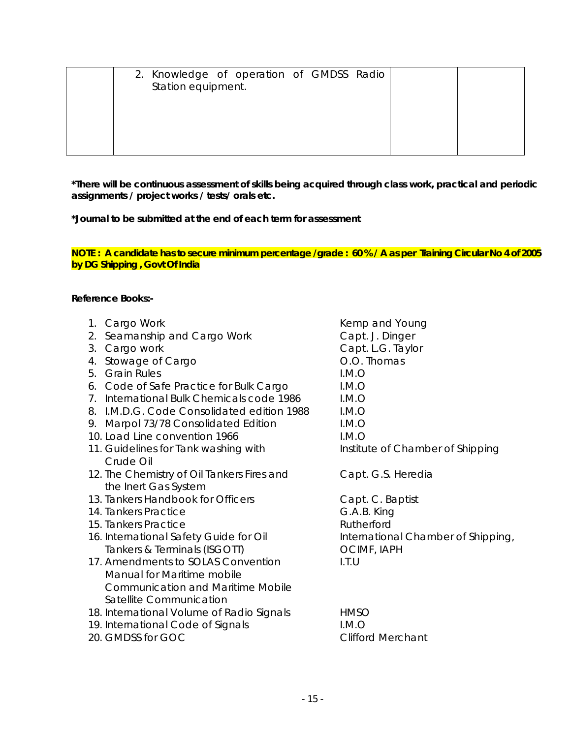| | 2. Knowledge of operation of GMDSS Radio Station equipment. | | |
|---|---|---|---|

**\*There will be continuous assessment of skills being acquired through class work, practical and periodic assignments / project works / tests/ orals etc.**

**\*Journal to be submitted at the end of each term for assessment**

**NOTE : A candidate has to secure minimum percentage /grade : 60 % / A as per Training Circular No 4 of 2005 by DG Shipping , Govt Of India**

**Reference Books:-**

| Title | Author / Publisher |
|---|---|
| 1. Cargo Work | Kemp and Young |
| 2. Seamanship and Cargo Work | Capt. J. Dinger |
| 3. Cargo work | Capt. L.G. Taylor |
| 4. Stowage of Cargo | O.O. Thomas |
| 5. Grain Rules | I.M.O |
| 6. Code of Safe Practice for Bulk Cargo | I.M.O |
| 7. International Bulk Chemicals code 1986 | I.M.O |
| 8. I.M.D.G. Code Consolidated edition 1988 | I.M.O |
| 9. Marpol 73/78 Consolidated Edition | I.M.O |
| 10. Load Line convention 1966 | I.M.O |
| 11. Guidelines for Tank washing with Crude Oil | Institute of Chamber of Shipping |
| 12. The Chemistry of Oil Tankers Fires and the Inert Gas System | Capt. G.S. Heredia |
| 13. Tankers Handbook for Officers | Capt. C. Baptist |
| 14. Tankers Practice | G.A.B. King |
| 15. Tankers Practice | Rutherford |
| 16. International Safety Guide for Oil Tankers & Terminals (ISGOTT) | International Chamber of Shipping, OCIMF, IAPH |
| 17. Amendments to SOLAS Convention Manual for Maritime mobile Communication and Maritime Mobile Satellite Communication | I.T.U |
| 18. International Volume of Radio Signals | HMSO |
| 19. International Code of Signals | I.M.O |
| 20. GMDSS for GOC | Clifford Merchant |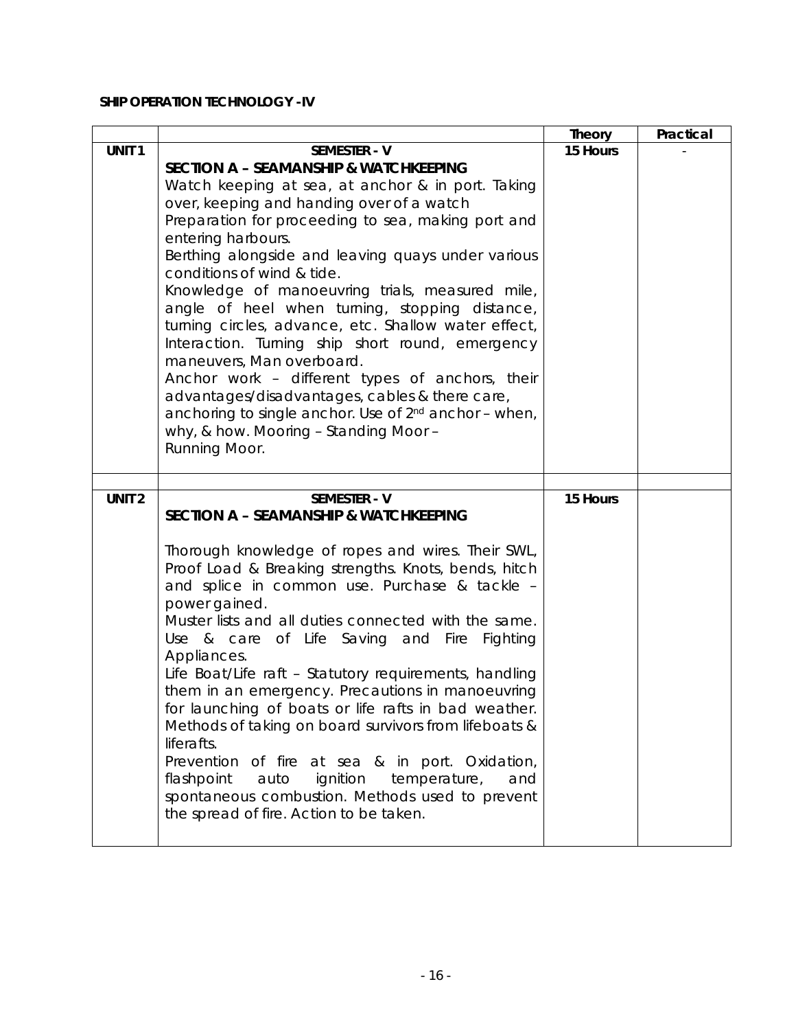**SHIP OPERATION TECHNOLOGY -IV**

| | | Theory | Practical |
|---|---|---|---|
| UNIT 1 | **SEMESTER - V**<br>**SECTION A – SEAMANSHIP & WATCHKEEPING**<br>Watch keeping at sea, at anchor & in port. Taking over, keeping and handing over of a watch<br>Preparation for proceeding to sea, making port and entering harbours.<br>Berthing alongside and leaving quays under various conditions of wind & tide.<br>Knowledge of manoeuvring trials, measured mile, angle of heel when turning, stopping distance, turning circles, advance, etc. Shallow water effect, Interaction. Turning ship short round, emergency maneuvers, Man overboard.<br>Anchor work – different types of anchors, their advantages/disadvantages, cables & there care, anchoring to single anchor. Use of 2nd anchor – when, why, & how. Mooring – Standing Moor – Running Moor. | 15 Hours | - |
| | | | |
| UNIT 2 | **SEMESTER - V**<br>**SECTION A – SEAMANSHIP & WATCHKEEPING**<br><br>Thorough knowledge of ropes and wires. Their SWL, Proof Load & Breaking strengths. Knots, bends, hitch and splice in common use. Purchase & tackle – power gained.<br>Muster lists and all duties connected with the same. Use & care of Life Saving and Fire Fighting Appliances.<br>Life Boat/Life raft – Statutory requirements, handling them in an emergency. Precautions in manoeuvring for launching of boats or life rafts in bad weather. Methods of taking on board survivors from lifeboats & liferafts.<br>Prevention of fire at sea & in port. Oxidation, flashpoint auto ignition temperature, and spontaneous combustion. Methods used to prevent the spread of fire. Action to be taken. | 15 Hours | |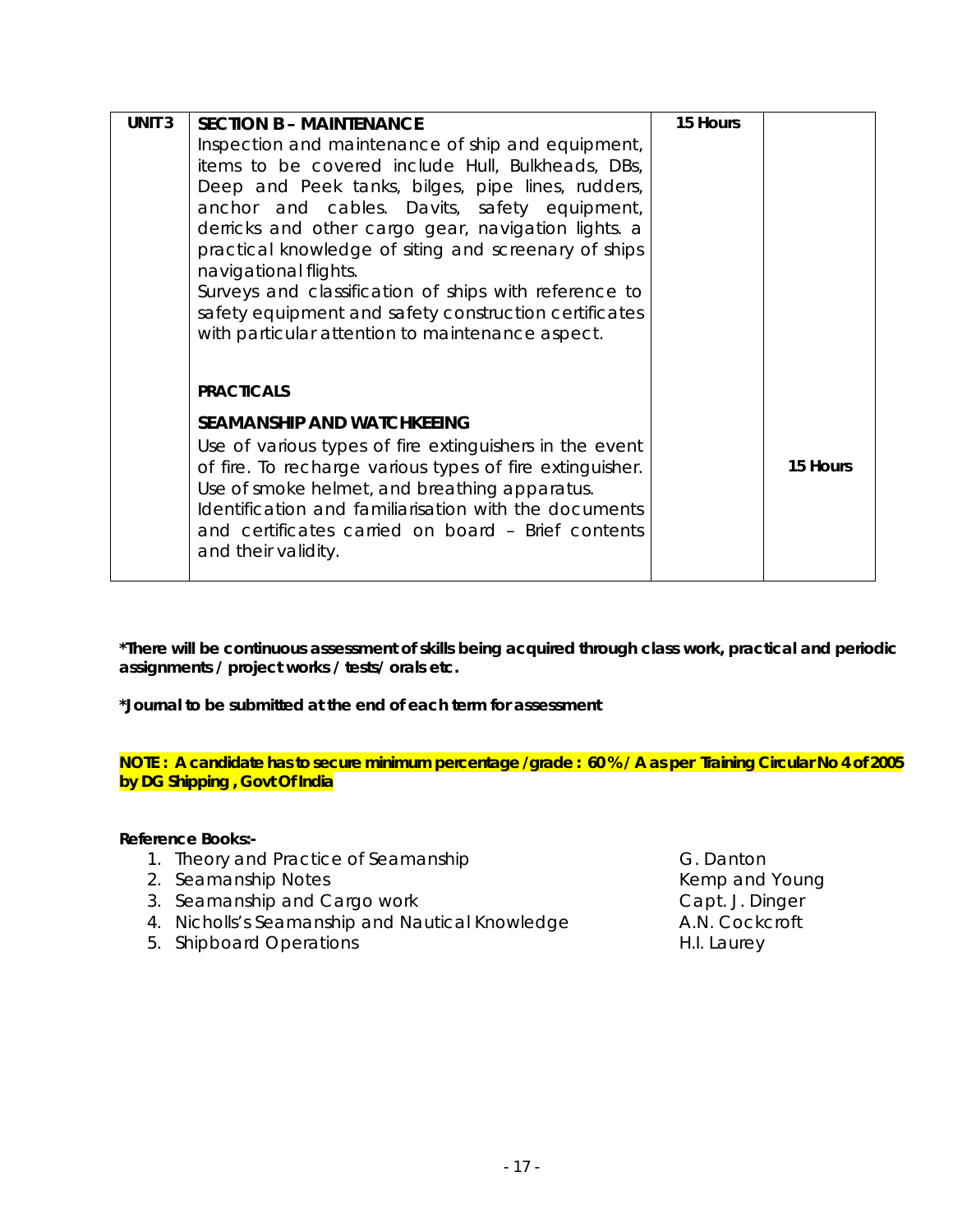| UNIT 3 | **SECTION B – MAINTENANCE**<br>Inspection and maintenance of ship and equipment, items to be covered include Hull, Bulkheads, DBs, Deep and Peek tanks, bilges, pipe lines, rudders, anchor and cables. Davits, safety equipment, derricks and other cargo gear, navigation lights. a practical knowledge of siting and screenary of ships navigational flights.<br>Surveys and classification of ships with reference to safety equipment and safety construction certificates with particular attention to maintenance aspect.<br><br>**PRACTICALS**<br><br>**SEAMANSHIP AND WATCHKEEING**<br>Use of various types of fire extinguishers in the event of fire. To recharge various types of fire extinguisher. Use of smoke helmet, and breathing apparatus.<br>Identification and familiarisation with the documents and certificates carried on board – Brief contents and their validity. | 15 Hours | 15 Hours |
|---|---|---|---|

**\*There will be continuous assessment of skills being acquired through class work, practical and periodic assignments / project works / tests/ orals etc.**

**\*Journal to be submitted at the end of each term for assessment**

**NOTE : A candidate has to secure minimum percentage /grade : 60 % / A as per Training Circular No 4 of 2005 by DG Shipping , Govt Of India**

**Reference Books:-**

1. Theory and Practice of Seamanship — G. Danton
2. Seamanship Notes — Kemp and Young
3. Seamanship and Cargo work — Capt. J. Dinger
4. Nicholls's Seamanship and Nautical Knowledge — A.N. Cockcroft
5. Shipboard Operations — H.I. Laurey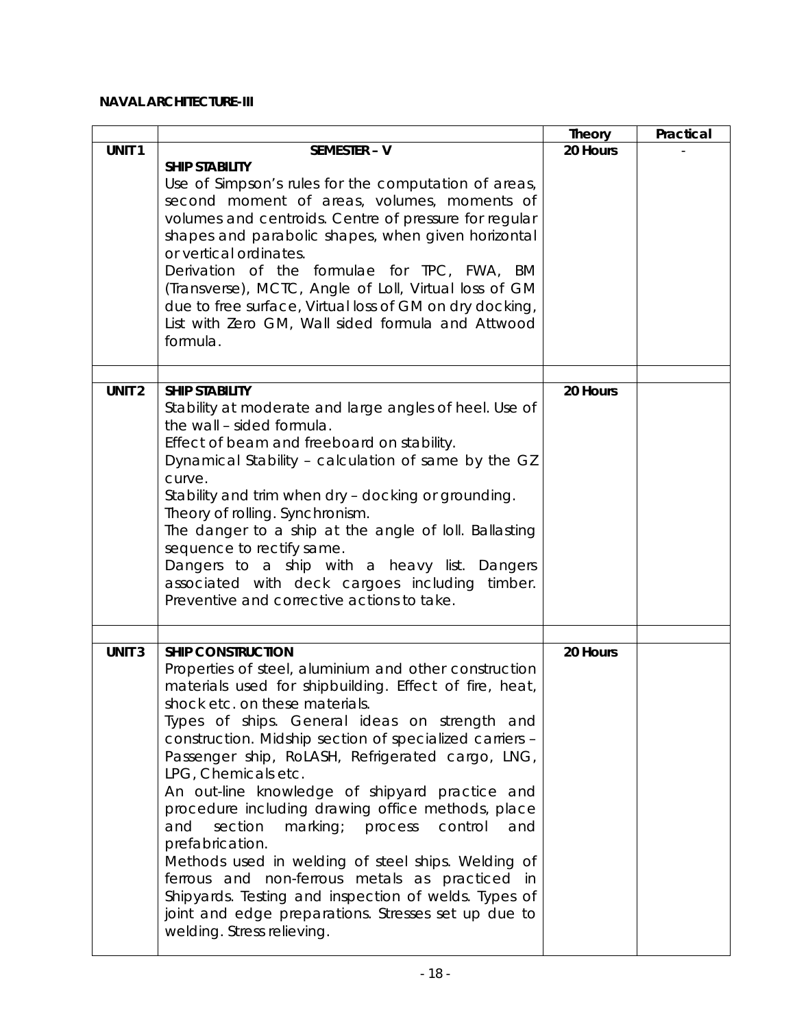**NAVAL ARCHITECTURE-III**

| | | Theory | Practical |
|---|---|---|---|
| **UNIT 1** | **SEMESTER – V**<br>**SHIP STABILITY**<br>Use of Simpson's rules for the computation of areas, second moment of areas, volumes, moments of volumes and centroids. Centre of pressure for regular shapes and parabolic shapes, when given horizontal or vertical ordinates.<br>Derivation of the formulae for TPC, FWA, BM (Transverse), MCTC, Angle of Loll, Virtual loss of GM due to free surface, Virtual loss of GM on dry docking, List with Zero GM, Wall sided formula and Attwood formula. | **20 Hours** | - |
| | | | |
| **UNIT 2** | **SHIP STABILITY**<br>Stability at moderate and large angles of heel. Use of the wall – sided formula.<br>Effect of beam and freeboard on stability.<br>Dynamical Stability – calculation of same by the GZ curve.<br>Stability and trim when dry – docking or grounding.<br>Theory of rolling. Synchronism.<br>The danger to a ship at the angle of loll. Ballasting sequence to rectify same.<br>Dangers to a ship with a heavy list. Dangers associated with deck cargoes including timber. Preventive and corrective actions to take. | **20 Hours** | |
| | | | |
| **UNIT 3** | **SHIP CONSTRUCTION**<br>Properties of steel, aluminium and other construction materials used for shipbuilding. Effect of fire, heat, shock etc. on these materials.<br>Types of ships. General ideas on strength and construction. Midship section of specialized carriers – Passenger ship, RoLASH, Refrigerated cargo, LNG, LPG, Chemicals etc.<br>An out-line knowledge of shipyard practice and procedure including drawing office methods, place and section marking; process control and prefabrication.<br>Methods used in welding of steel ships. Welding of ferrous and non-ferrous metals as practiced in Shipyards. Testing and inspection of welds. Types of joint and edge preparations. Stresses set up due to welding. Stress relieving. | **20 Hours** | |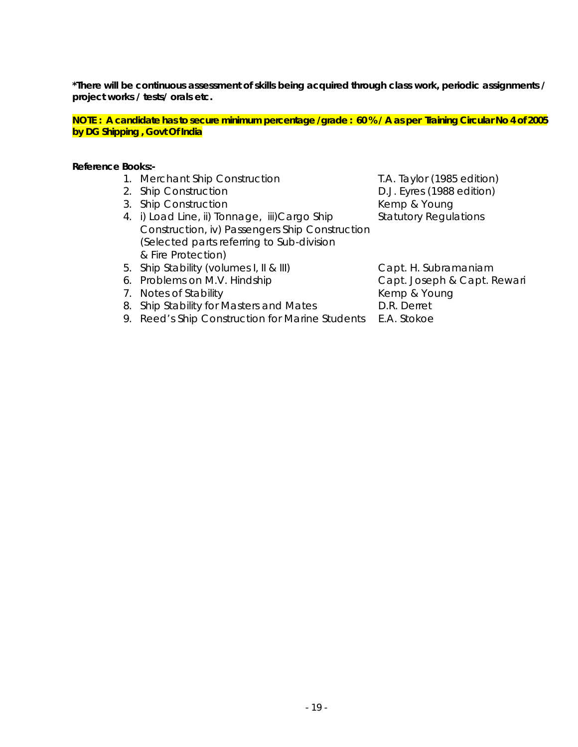**\*There will be continuous assessment of skills being acquired through class work, periodic assignments / project works / tests/ orals etc.**

**NOTE : A candidate has to secure minimum percentage /grade : 60 % / A as per Training Circular No 4 of 2005 by DG Shipping , Govt Of India**

**Reference Books:-**

| No. | Title | Author |
|---|---|---|
| 1. | Merchant Ship Construction | T.A. Taylor (1985 edition) |
| 2. | Ship Construction | D.J. Eyres (1988 edition) |
| 3. | Ship Construction | Kemp & Young |
| 4. | i) Load Line, ii) Tonnage, iii)Cargo Ship Construction, iv) Passengers Ship Construction (Selected parts referring to Sub-division & Fire Protection) | Statutory Regulations |
| 5. | Ship Stability (volumes I, II & III) | Capt. H. Subramaniam |
| 6. | Problems on M.V. Hindship | Capt. Joseph & Capt. Rewari |
| 7. | Notes of Stability | Kemp & Young |
| 8. | Ship Stability for Masters and Mates | D.R. Derret |
| 9. | Reed's Ship Construction for Marine Students | E.A. Stokoe |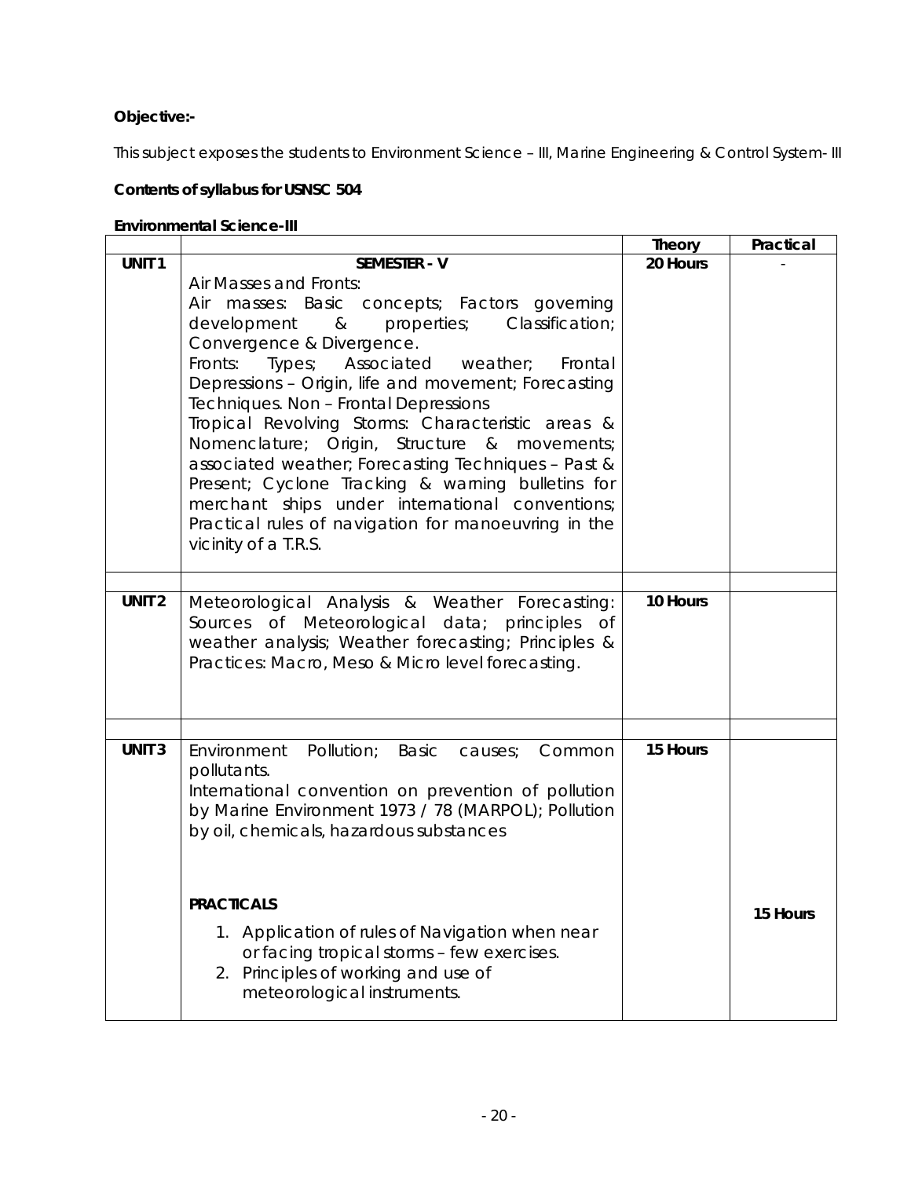**Objective:-**

This subject exposes the students to Environment Science – III, Marine Engineering & Control System- III

**Contents of syllabus for USNSC 504**

**Environmental Science-III**

| | | Theory | Practical |
|---|---|---|---|
| **UNIT 1** | **SEMESTER - V**<br>Air Masses and Fronts:<br>Air masses: Basic concepts; Factors governing development & properties; Classification; Convergence & Divergence.<br>Fronts: Types; Associated weather; Frontal Depressions – Origin, life and movement; Forecasting Techniques. Non – Frontal Depressions<br>Tropical Revolving Storms: Characteristic areas & Nomenclature; Origin, Structure & movements; associated weather; Forecasting Techniques – Past & Present; Cyclone Tracking & warning bulletins for merchant ships under international conventions; Practical rules of navigation for manoeuvring in the vicinity of a T.R.S. | **20 Hours** | - |
| | | | |
| **UNIT 2** | Meteorological Analysis & Weather Forecasting: Sources of Meteorological data; principles of weather analysis; Weather forecasting; Principles & Practices: Macro, Meso & Micro level forecasting. | **10 Hours** | |
| | | | |
| **UNIT 3** | Environment Pollution; Basic causes; Common pollutants.<br>International convention on prevention of pollution by Marine Environment 1973 / 78 (MARPOL); Pollution by oil, chemicals, hazardous substances<br><br>**PRACTICALS**<br>1. Application of rules of Navigation when near or facing tropical storms – few exercises.<br>2. Principles of working and use of meteorological instruments. | **15 Hours** | **15 Hours** |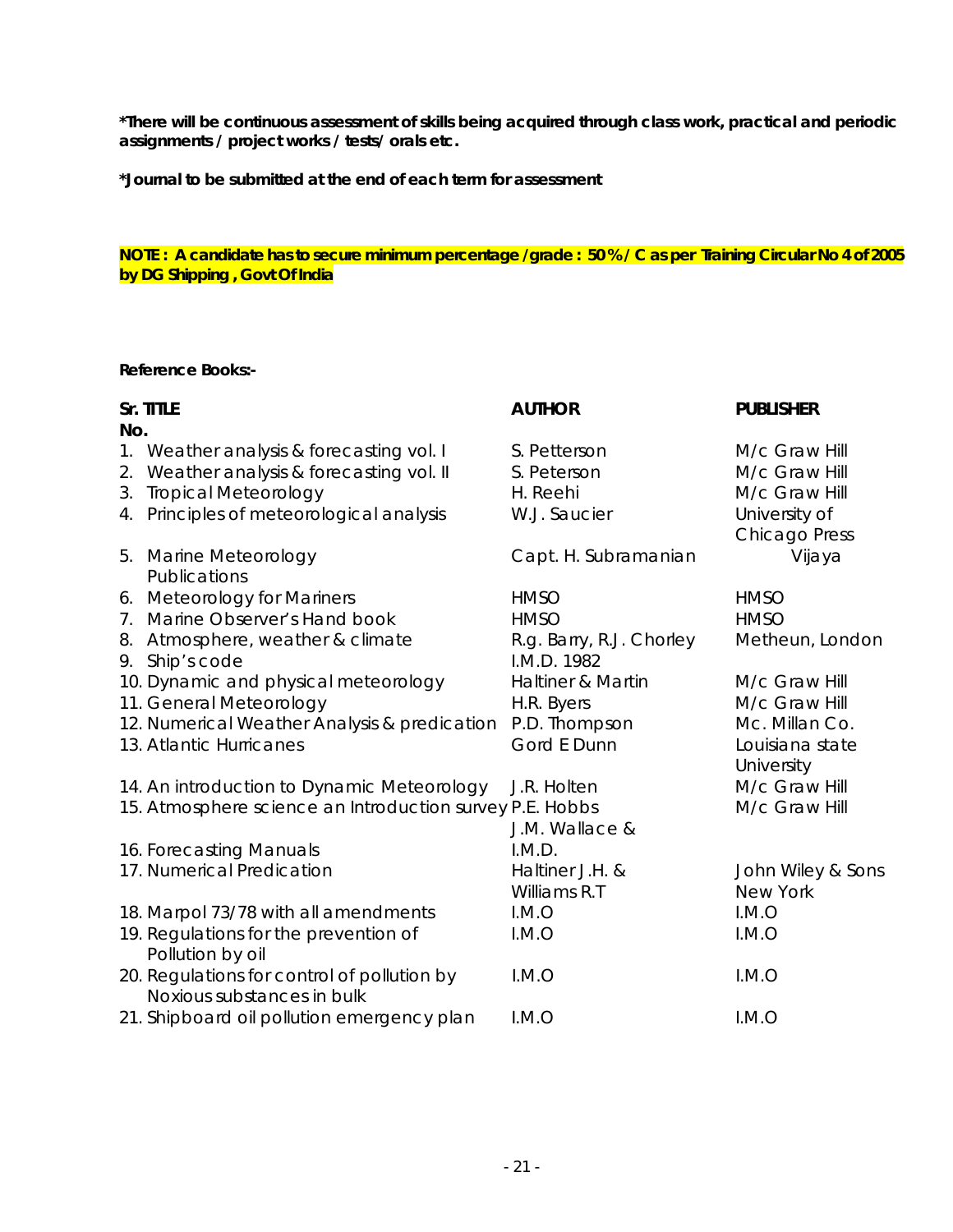**\*There will be continuous assessment of skills being acquired through class work, practical and periodic assignments / project works / tests/ orals etc.**

**\*Journal to be submitted at the end of each term for assessment**

**NOTE : A candidate has to secure minimum percentage /grade : 50 % / C as per Training Circular No 4 of 2005 by DG Shipping , Govt Of India**

**Reference Books:-**

| Sr. No. | TITLE | AUTHOR | PUBLISHER |
|---|---|---|---|
| 1. | Weather analysis & forecasting vol. I | S. Petterson | M/c Graw Hill |
| 2. | Weather analysis & forecasting vol. II | S. Peterson | M/c Graw Hill |
| 3. | Tropical Meteorology | H. Reehi | M/c Graw Hill |
| 4. | Principles of meteorological analysis | W.J. Saucier | University of Chicago Press |
| 5. | Marine Meteorology Publications | Capt. H. Subramanian | Vijaya |
| 6. | Meteorology for Mariners | HMSO | HMSO |
| 7. | Marine Observer's Hand book | HMSO | HMSO |
| 8. | Atmosphere, weather & climate | R.g. Barry, R.J. Chorley | Metheun, London |
| 9. | Ship's code | I.M.D. 1982 | |
| 10. | Dynamic and physical meteorology | Haltiner & Martin | M/c Graw Hill |
| 11. | General Meteorology | H.R. Byers | M/c Graw Hill |
| 12. | Numerical Weather Analysis & predication | P.D. Thompson | Mc. Millan Co. |
| 13. | Atlantic Hurricanes | Gord E Dunn | Louisiana state University |
| 14. | An introduction to Dynamic Meteorology | J.R. Holten | M/c Graw Hill |
| 15. | Atmosphere science an Introduction survey | P.E. Hobbs J.M. Wallace & | M/c Graw Hill |
| 16. | Forecasting Manuals | I.M.D. | |
| 17. | Numerical Predication | Haltiner J.H. & Williams R.T | John Wiley & Sons New York |
| 18. | Marpol 73/78 with all amendments | I.M.O | I.M.O |
| 19. | Regulations for the prevention of Pollution by oil | I.M.O | I.M.O |
| 20. | Regulations for control of pollution by Noxious substances in bulk | I.M.O | I.M.O |
| 21. | Shipboard oil pollution emergency plan | I.M.O | I.M.O |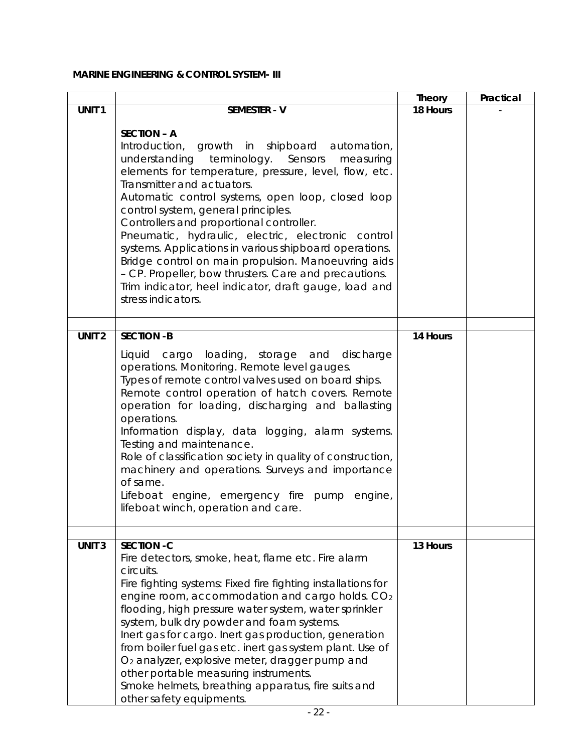**MARINE ENGINEERING & CONTROL SYSTEM- III**

| | | Theory | Practical |
|---|---|---|---|
| **UNIT 1** | **SEMESTER - V**<br><br>**SECTION – A**<br>Introduction, growth in shipboard automation, understanding terminology. Sensors measuring elements for temperature, pressure, level, flow, etc. Transmitter and actuators.<br>Automatic control systems, open loop, closed loop control system, general principles.<br>Controllers and proportional controller.<br>Pneumatic, hydraulic, electric, electronic control systems. Applications in various shipboard operations. Bridge control on main propulsion. Manoeuvring aids – CP. Propeller, bow thrusters. Care and precautions. Trim indicator, heel indicator, draft gauge, load and stress indicators. | **18 Hours** | - |
| | | | |
| **UNIT 2** | **SECTION -B**<br>Liquid cargo loading, storage and discharge operations. Monitoring. Remote level gauges.<br>Types of remote control valves used on board ships.<br>Remote control operation of hatch covers. Remote operation for loading, discharging and ballasting operations.<br>Information display, data logging, alarm systems. Testing and maintenance.<br>Role of classification society in quality of construction, machinery and operations. Surveys and importance of same.<br>Lifeboat engine, emergency fire pump engine, lifeboat winch, operation and care. | **14 Hours** | |
| | | | |
| **UNIT 3** | **SECTION -C**<br>Fire detectors, smoke, heat, flame etc. Fire alarm circuits.<br>Fire fighting systems: Fixed fire fighting installations for engine room, accommodation and cargo holds. $CO_2$ flooding, high pressure water system, water sprinkler system, bulk dry powder and foam systems.<br>Inert gas for cargo. Inert gas production, generation from boiler fuel gas etc. inert gas system plant. Use of $O_2$ analyzer, explosive meter, dragger pump and other portable measuring instruments.<br>Smoke helmets, breathing apparatus, fire suits and other safety equipments. | **13 Hours** | |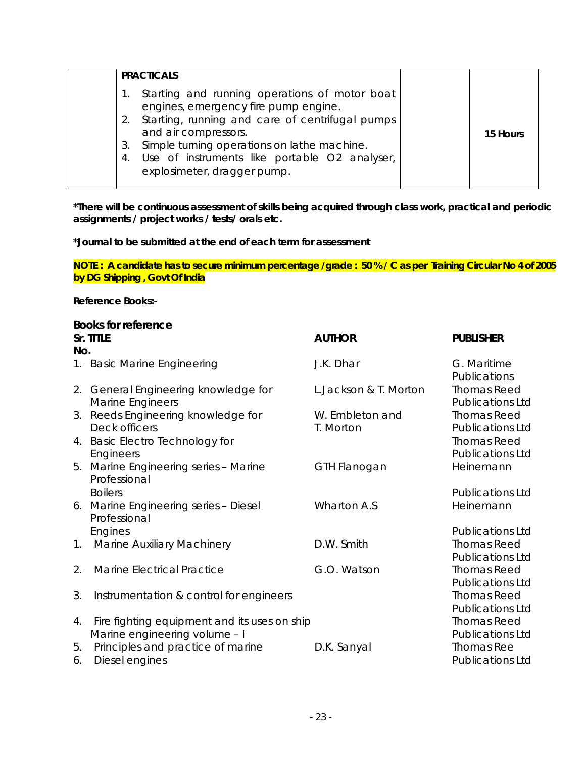| | PRACTICALS<br>1. Starting and running operations of motor boat engines, emergency fire pump engine.<br>2. Starting, running and care of centrifugal pumps and air compressors.<br>3. Simple turning operations on lathe machine.<br>4. Use of instruments like portable O2 analyser, explosimeter, dragger pump. | | **15 Hours** |
|---|---|---|---|

***There will be continuous assessment of skills being acquired through class work, practical and periodic assignments / project works / tests/ orals etc.**

***Journal to be submitted at the end of each term for assessment**

**NOTE : A candidate has to secure minimum percentage /grade : 50 % / C as per Training Circular No 4 of 2005 by DG Shipping , Govt Of India**

**Reference Books:-**

**Books for reference**

| Sr. No. | TITLE | AUTHOR | PUBLISHER |
|---|---|---|---|
| 1. | Basic Marine Engineering | J.K. Dhar | G. Maritime Publications |
| 2. | General Engineering knowledge for Marine Engineers | L.Jackson & T. Morton | Thomas Reed Publications Ltd |
| 3. | Reeds Engineering knowledge for Deck officers | W. Embleton and T. Morton | Thomas Reed Publications Ltd |
| 4. | Basic Electro Technology for Engineers | | Thomas Reed Publications Ltd |
| 5. | Marine Engineering series – Marine Professional Boilers | GTH Flanogan | Heinemann Publications Ltd |
| 6. | Marine Engineering series – Diesel Professional Engines | Wharton A.S | Heinemann Publications Ltd |
| 1. | Marine Auxiliary Machinery | D.W. Smith | Thomas Reed Publications Ltd |
| 2. | Marine Electrical Practice | G.O. Watson | Thomas Reed Publications Ltd |
| 3. | Instrumentation & control for engineers | | Thomas Reed Publications Ltd |
| 4. | Fire fighting equipment and its uses on ship Marine engineering volume – I | | Thomas Reed Publications Ltd |
| 5. | Principles and practice of marine | D.K. Sanyal | Thomas Ree |
| 6. | Diesel engines | | Publications Ltd |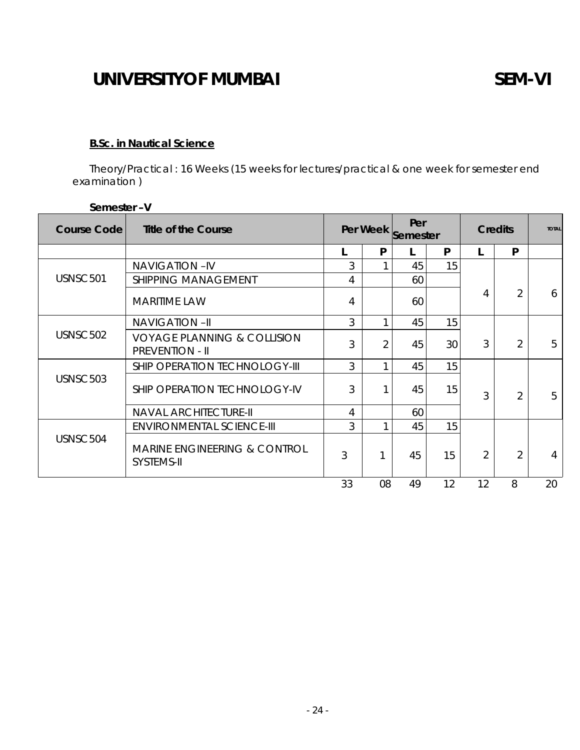# UNIVERSITYOF MUMBAI SEM-VI

**B.Sc. in Nautical Science**

Theory/Practical : 16 Weeks (15 weeks for lectures/practical & one week for semester end examination )

**Semester –V**

| Course Code | Title of the Course | Per Week | | Per Semester | | Credits | | TOTAL |
|---|---|---|---|---|---|---|---|---|
| | | L | P | L | P | L | P | |
| USNSC 501 | NAVIGATION –IV | 3 | 1 | 45 | 15 | 4 | 2 | 6 |
| | SHIPPING MANAGEMENT | 4 | | 60 | | | | |
| | MARITIME LAW | 4 | | 60 | | | | |
| USNSC 502 | NAVIGATION –II | 3 | 1 | 45 | 15 | 3 | 2 | 5 |
| | VOYAGE PLANNING & COLLISION PREVENTION - II | 3 | 2 | 45 | 30 | | | |
| USNSC 503 | SHIP OPERATION TECHNOLOGY-III | 3 | 1 | 45 | 15 | 3 | 2 | 5 |
| | SHIP OPERATION TECHNOLOGY-IV | 3 | 1 | 45 | 15 | | | |
| | NAVAL ARCHITECTURE-II | 4 | | 60 | | | | |
| USNSC 504 | ENVIRONMENTAL SCIENCE-III | 3 | 1 | 45 | 15 | 2 | 2 | 4 |
| | MARINE ENGINEERING & CONTROL SYSTEMS-II | 3 | 1 | 45 | 15 | | | |
| | | 33 | 08 | 49 | 12 | 12 | 8 | 20 |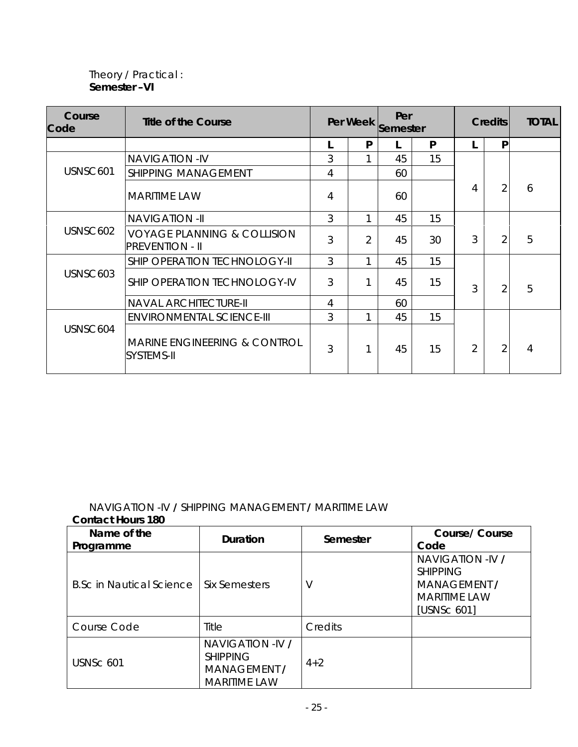Theory / Practical :
**Semester –VI**

| Course Code | Title of the Course | Per Week | | Per Semester | | Credits | | TOTAL |
|---|---|---|---|---|---|---|---|---|
| | | L | P | L | P | L | P | |
| USNSC 601 | NAVIGATION -IV | 3 | 1 | 45 | 15 | 4 | 2 | 6 |
| | SHIPPING MANAGEMENT | 4 | | 60 | | | | |
| | MARITIME LAW | 4 | | 60 | | | | |
| USNSC 602 | NAVIGATION -II | 3 | 1 | 45 | 15 | 3 | 2 | 5 |
| | VOYAGE PLANNING & COLLISION PREVENTION - II | 3 | 2 | 45 | 30 | | | |
| USNSC 603 | SHIP OPERATION TECHNOLOGY-II | 3 | 1 | 45 | 15 | 3 | 2 | 5 |
| | SHIP OPERATION TECHNOLOGY-IV | 3 | 1 | 45 | 15 | | | |
| | NAVAL ARCHITECTURE-II | 4 | | 60 | | | | |
| USNSC 604 | ENVIRONMENTAL SCIENCE-III | 3 | 1 | 45 | 15 | 2 | 2 | 4 |
| | MARINE ENGINEERING & CONTROL SYSTEMS-II | 3 | 1 | 45 | 15 | | | |

NAVIGATION -IV / SHIPPING MANAGEMENT / MARITIME LAW

**Contact Hours 180**

| Name of the Programme | Duration | Semester | Course/ Course Code |
|---|---|---|---|
| B.Sc in Nautical Science | Six Semesters | V | NAVIGATION -IV / SHIPPING MANAGEMENT / MARITIME LAW [USNSc 601] |
| Course Code | Title | Credits | |
| USNSc 601 | NAVIGATION -IV / SHIPPING MANAGEMENT / MARITIME LAW | 4+2 | |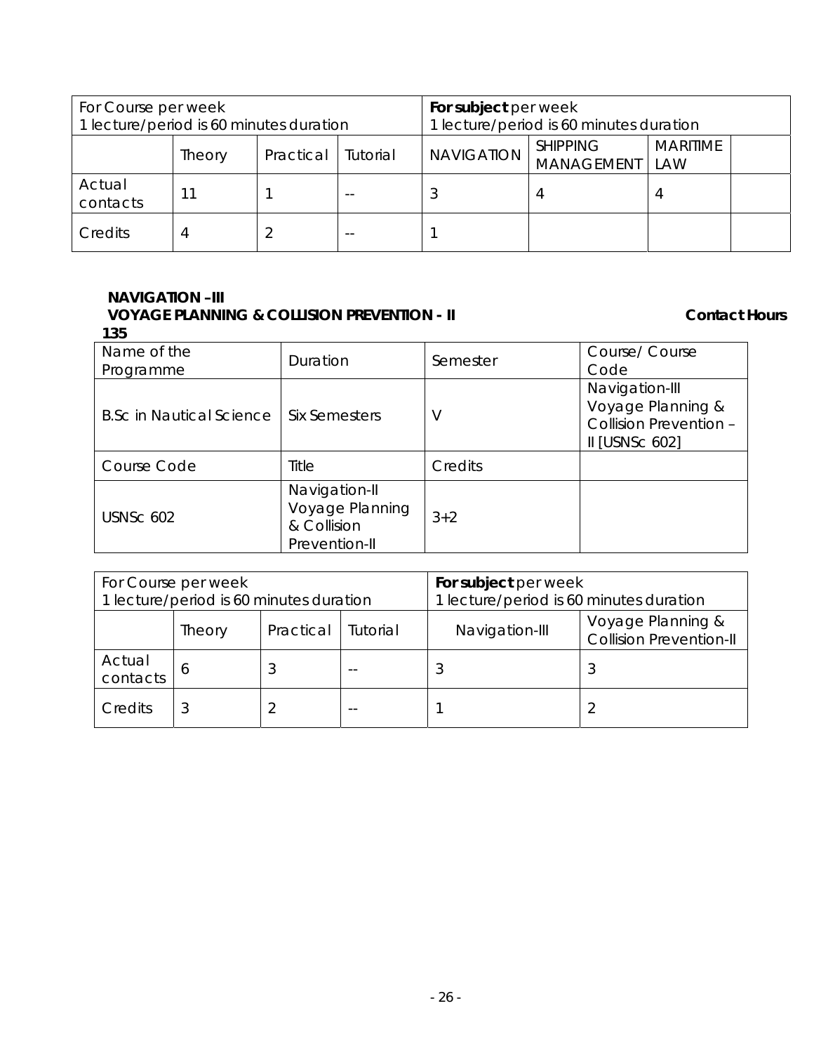| For Course per week<br>1 lecture/period is 60 minutes duration | | | | **For subject** per week<br>1 lecture/period is 60 minutes duration | | | |
|---|---|---|---|---|---|---|---|
| | Theory | Practical | Tutorial | NAVIGATION | SHIPPING MANAGEMENT | MARITIME LAW | |
| Actual contacts | 11 | 1 | -- | 3 | 4 | 4 | |
| Credits | 4 | 2 | -- | 1 | | | |

**NAVIGATION –III**
**VOYAGE PLANNING & COLLISION PREVENTION - II** **Contact Hours 135**

| Name of the Programme | Duration | Semester | Course/ Course Code |
|---|---|---|---|
| B.Sc in Nautical Science | Six Semesters | V | Navigation-III Voyage Planning & Collision Prevention – II [USNSc 602] |
| Course Code | Title | Credits | |
| USNSc 602 | Navigation-II Voyage Planning & Collision Prevention-II | 3+2 | |

| For Course per week<br>1 lecture/period is 60 minutes duration | | | | **For subject** per week<br>1 lecture/period is 60 minutes duration | |
|---|---|---|---|---|---|
| | Theory | Practical | Tutorial | Navigation-III | Voyage Planning & Collision Prevention-II |
| Actual contacts | 6 | 3 | -- | 3 | 3 |
| Credits | 3 | 2 | -- | 1 | 2 |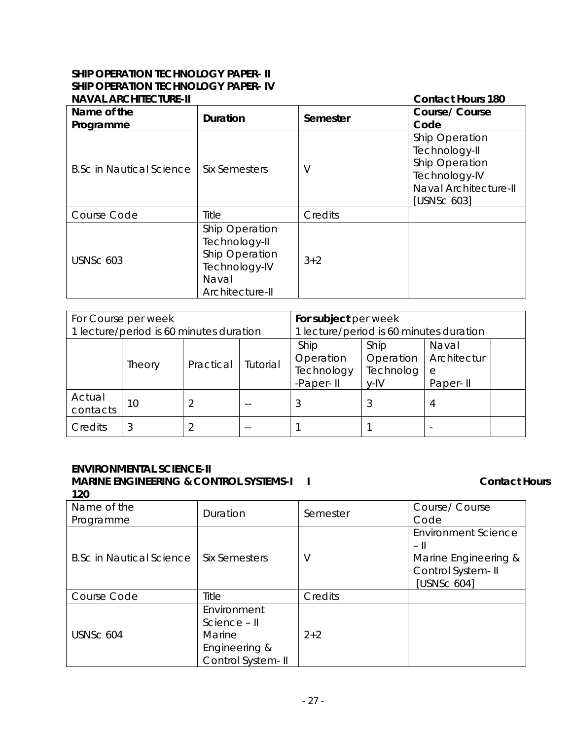**SHIP OPERATION TECHNOLOGY PAPER- II**
**SHIP OPERATION TECHNOLOGY PAPER- IV**
**NAVAL ARCHITECTURE-II** **Contact Hours 180**

| **Name of the Programme** | **Duration** | **Semester** | **Course/ Course Code** |
|---|---|---|---|
| B.Sc in Nautical Science | Six Semesters | V | Ship Operation Technology-II<br>Ship Operation Technology-IV<br>Naval Architecture-II<br>[USNSc 603] |
| Course Code | Title | Credits | |
| USNSc 603 | Ship Operation Technology-II<br>Ship Operation Technology-IV<br>Naval Architecture-II | 3+2 | |

| For Course per week<br>1 lecture/period is 60 minutes duration | | | | **For subject** per week<br>1 lecture/period is 60 minutes duration | | | |
|---|---|---|---|---|---|---|---|
| | Theory | Practical | Tutorial | Ship Operation Technology -Paper- II | Ship Operation Technology-IV | Naval Architecture Paper- II | |
| Actual contacts | 10 | 2 | -- | 3 | 3 | 4 | |
| Credits | 3 | 2 | -- | 1 | 1 | - | |

**ENVIRONMENTAL SCIENCE-II**
**MARINE ENGINEERING & CONTROL SYSTEMS-I I** **Contact Hours 120**

| Name of the Programme | Duration | Semester | Course/ Course Code |
|---|---|---|---|
| B.Sc in Nautical Science | Six Semesters | V | Environment Science – II<br>Marine Engineering & Control System- II<br>[USNSc 604] |
| Course Code | Title | Credits | |
| USNSc 604 | Environment Science – II<br>Marine Engineering & Control System- II | 2+2 | |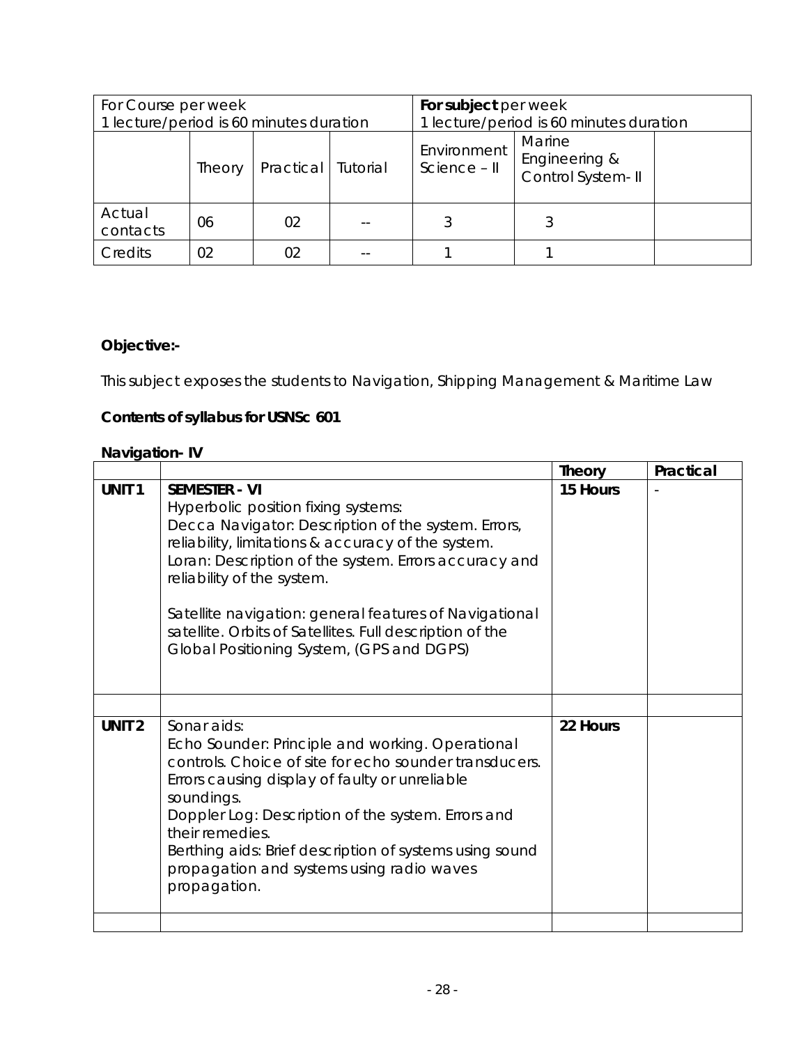| For Course per week<br>1 lecture/period is 60 minutes duration | | | | **For subject** per week<br>1 lecture/period is 60 minutes duration | | |
|---|---|---|---|---|---|---|
| | Theory | Practical | Tutorial | Environment Science – II | Marine Engineering & Control System- II | |
| Actual contacts | 06 | 02 | -- | 3 | 3 | |
| Credits | 02 | 02 | -- | 1 | 1 | |

**Objective:-**

This subject exposes the students to Navigation, Shipping Management & Maritime Law

**Contents of syllabus for USNSc 601**

**Navigation- IV**

| | | **Theory** | **Practical** |
|---|---|---|---|
| **UNIT 1** | **SEMESTER - VI**<br>Hyperbolic position fixing systems:<br>Decca Navigator: Description of the system. Errors, reliability, limitations & accuracy of the system.<br>Loran: Description of the system. Errors accuracy and reliability of the system.<br><br>Satellite navigation: general features of Navigational satellite. Orbits of Satellites. Full description of the Global Positioning System, (GPS and DGPS) | **15 Hours** | - |
| | | | |
| **UNIT 2** | Sonar aids:<br>Echo Sounder: Principle and working. Operational controls. Choice of site for echo sounder transducers. Errors causing display of faulty or unreliable soundings.<br>Doppler Log: Description of the system. Errors and their remedies.<br>Berthing aids: Brief description of systems using sound propagation and systems using radio waves propagation. | **22 Hours** | |
| | | | |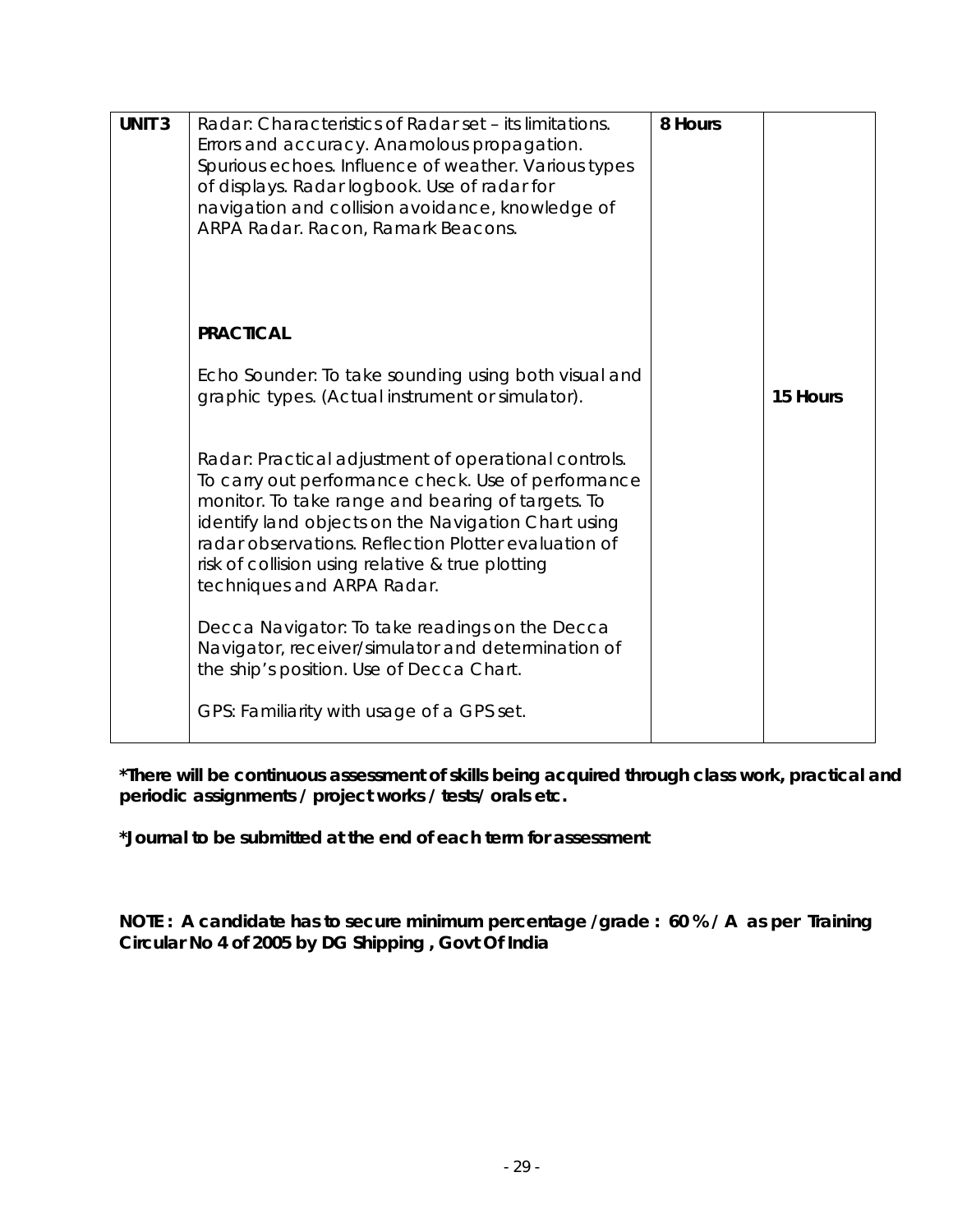| UNIT 3 | Radar: Characteristics of Radar set – its limitations. Errors and accuracy. Anamolous propagation. Spurious echoes. Influence of weather. Various types of displays. Radar logbook. Use of radar for navigation and collision avoidance, knowledge of ARPA Radar. Racon, Ramark Beacons.<br><br>**PRACTICAL**<br><br>Echo Sounder: To take sounding using both visual and graphic types. (Actual instrument or simulator).<br><br>Radar: Practical adjustment of operational controls. To carry out performance check. Use of performance monitor. To take range and bearing of targets. To identify land objects on the Navigation Chart using radar observations. Reflection Plotter evaluation of risk of collision using relative & true plotting techniques and ARPA Radar.<br><br>Decca Navigator: To take readings on the Decca Navigator, receiver/simulator and determination of the ship's position. Use of Decca Chart.<br><br>GPS: Familiarity with usage of a GPS set. | **8 Hours** | **15 Hours** |
|---|---|---|---|

**\*There will be continuous assessment of skills being acquired through class work, practical and periodic assignments / project works / tests/ orals etc.**

**\*Journal to be submitted at the end of each term for assessment**

**NOTE : A candidate has to secure minimum percentage /grade : 60 % / A as per Training Circular No 4 of 2005 by DG Shipping , Govt Of India**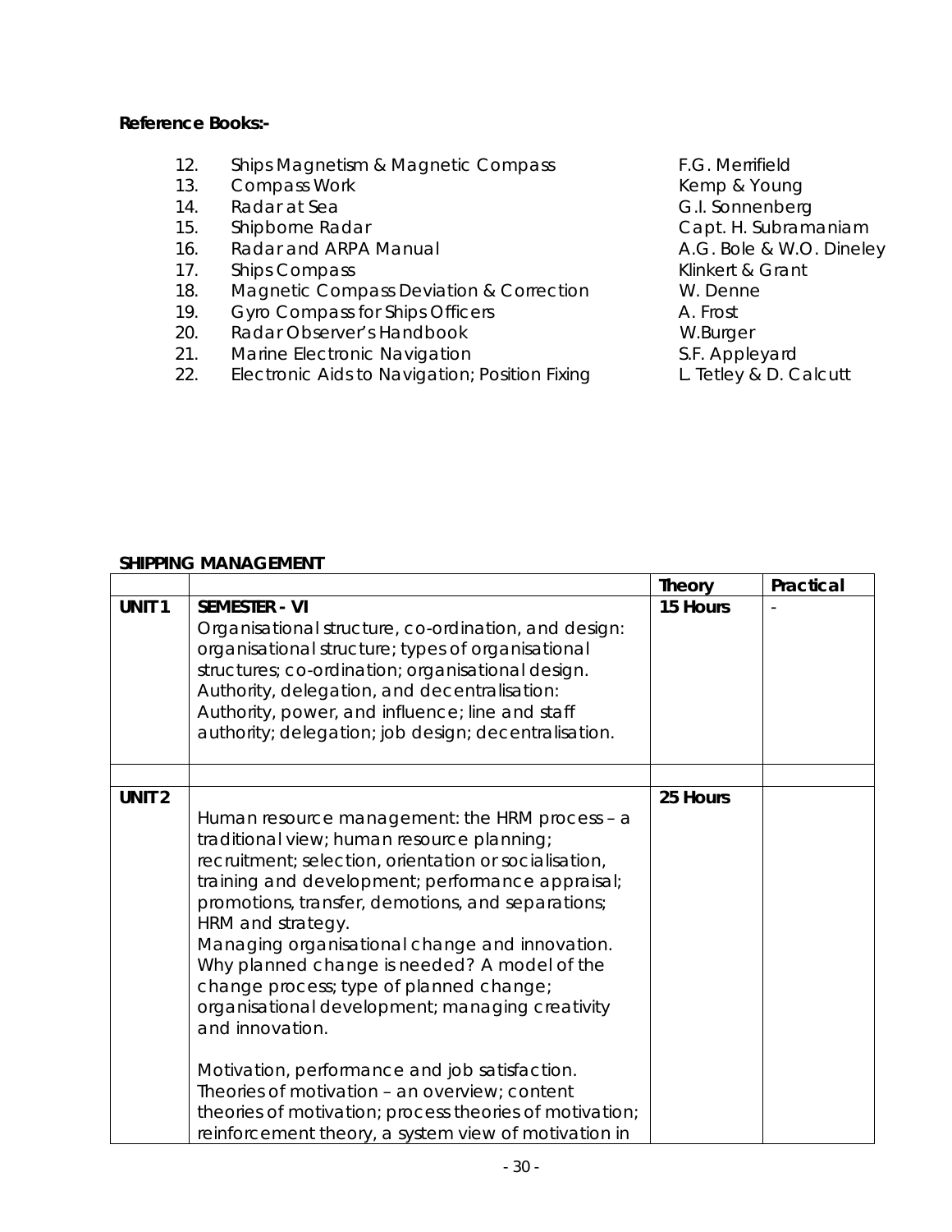**Reference Books:-**

12. Ships Magnetism & Magnetic Compass — F.G. Merrifield
13. Compass Work — Kemp & Young
14. Radar at Sea — G.I. Sonnenberg
15. Shipborne Radar — Capt. H. Subramaniam
16. Radar and ARPA Manual — A.G. Bole & W.O. Dineley
17. Ships Compass — Klinkert & Grant
18. Magnetic Compass Deviation & Correction — W. Denne
19. Gyro Compass for Ships Officers — A. Frost
20. Radar Observer's Handbook — W.Burger
21. Marine Electronic Navigation — S.F. Appleyard
22. Electronic Aids to Navigation; Position Fixing — L. Tetley & D. Calcutt

**SHIPPING MANAGEMENT**

| | | Theory | Practical |
|---|---|---|---|
| UNIT 1 | **SEMESTER - VI**<br>Organisational structure, co-ordination, and design: organisational structure; types of organisational structures; co-ordination; organisational design.<br>Authority, delegation, and decentralisation: Authority, power, and influence; line and staff authority; delegation; job design; decentralisation. | 15 Hours | - |
| | | | |
| UNIT 2 | Human resource management: the HRM process – a traditional view; human resource planning; recruitment; selection, orientation or socialisation, training and development; performance appraisal; promotions, transfer, demotions, and separations; HRM and strategy.<br>Managing organisational change and innovation. Why planned change is needed? A model of the change process; type of planned change; organisational development; managing creativity and innovation.<br><br>Motivation, performance and job satisfaction. Theories of motivation – an overview; content theories of motivation; process theories of motivation; reinforcement theory, a system view of motivation in | 25 Hours | |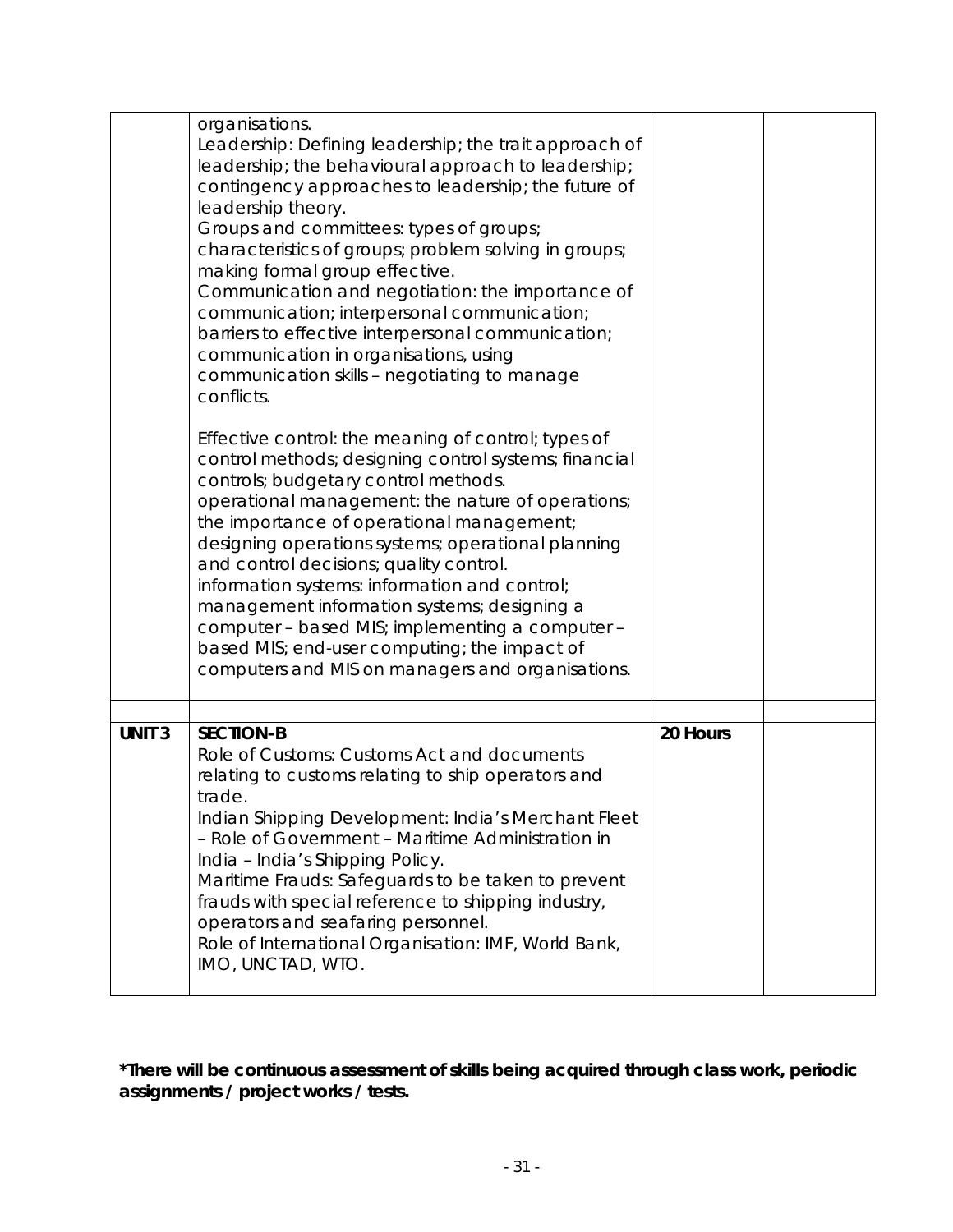|  |  |  |  |
|---|---|---|---|
|  | organisations.<br>Leadership: Defining leadership; the trait approach of leadership; the behavioural approach to leadership; contingency approaches to leadership; the future of leadership theory.<br>Groups and committees: types of groups; characteristics of groups; problem solving in groups; making formal group effective.<br>Communication and negotiation: the importance of communication; interpersonal communication; barriers to effective interpersonal communication; communication in organisations, using communication skills – negotiating to manage conflicts.<br><br>Effective control: the meaning of control; types of control methods; designing control systems; financial controls; budgetary control methods.<br>operational management: the nature of operations; the importance of operational management; designing operations systems; operational planning and control decisions; quality control.<br>information systems: information and control; management information systems; designing a computer – based MIS; implementing a computer – based MIS; end-user computing; the impact of computers and MIS on managers and organisations. |  |  |
|  |  |  |  |
| **UNIT 3** | **SECTION-B**<br>Role of Customs: Customs Act and documents relating to customs relating to ship operators and trade.<br>Indian Shipping Development: India's Merchant Fleet – Role of Government – Maritime Administration in India – India's Shipping Policy.<br>Maritime Frauds: Safeguards to be taken to prevent frauds with special reference to shipping industry, operators and seafaring personnel.<br>Role of International Organisation: IMF, World Bank, IMO, UNCTAD, WTO. | **20 Hours** |  |

**\*There will be continuous assessment of skills being acquired through class work, periodic assignments / project works / tests.**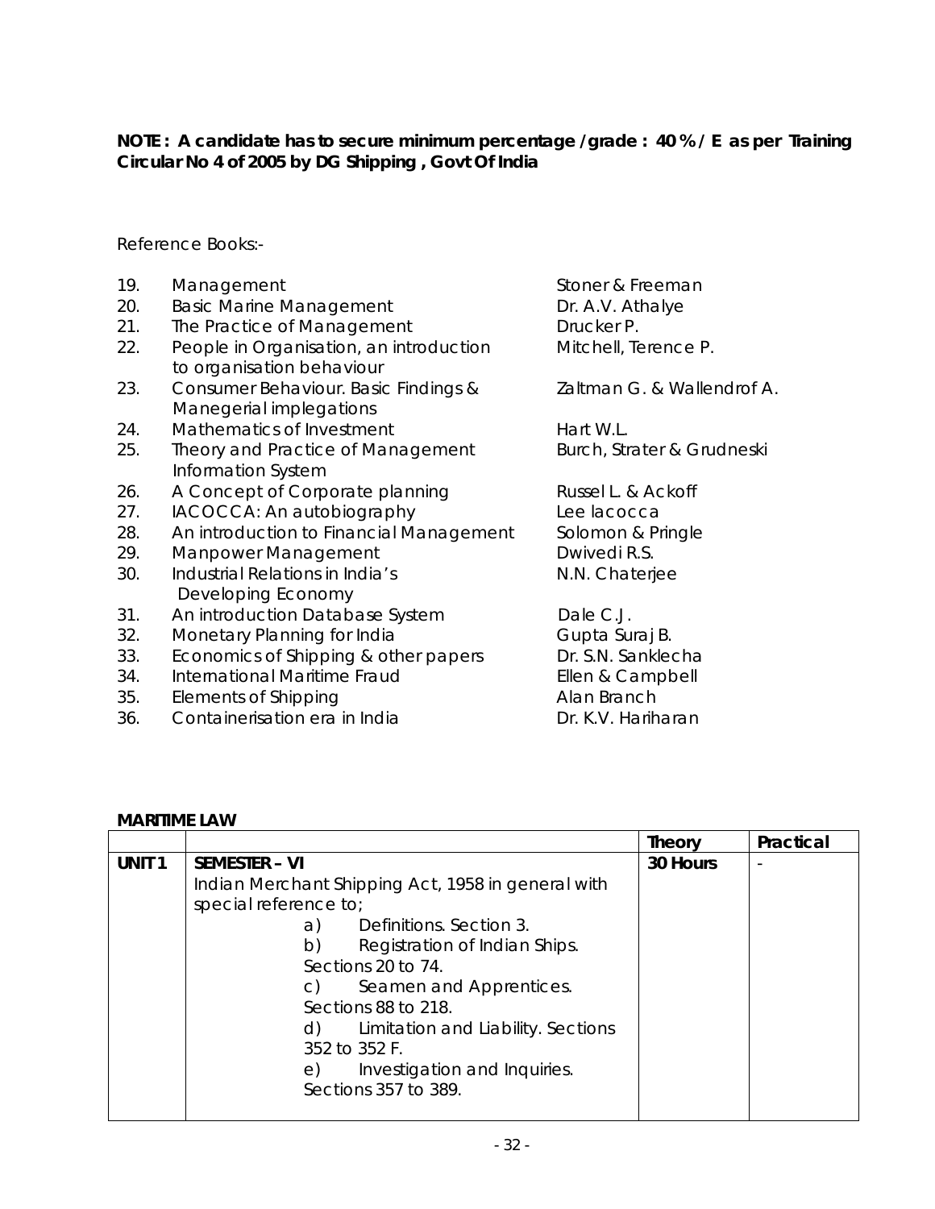**NOTE : A candidate has to secure minimum percentage /grade : 40 % / E as per Training Circular No 4 of 2005 by DG Shipping , Govt Of India**

Reference Books:-

| No. | Title | Author |
|---|---|---|
| 19. | Management | Stoner & Freeman |
| 20. | Basic Marine Management | Dr. A.V. Athalye |
| 21. | The Practice of Management | Drucker P. |
| 22. | People in Organisation, an introduction to organisation behaviour | Mitchell, Terence P. |
| 23. | Consumer Behaviour. Basic Findings & Manegerial implegations | Zaltman G. & Wallendrof A. |
| 24. | Mathematics of Investment | Hart W.L. |
| 25. | Theory and Practice of Management Information System | Burch, Strater & Grudneski |
| 26. | A Concept of Corporate planning | Russel L. & Ackoff |
| 27. | IACOCCA: An autobiography | Lee lacocca |
| 28. | An introduction to Financial Management | Solomon & Pringle |
| 29. | Manpower Management | Dwivedi R.S. |
| 30. | Industrial Relations in India's Developing Economy | N.N. Chaterjee |
| 31. | An introduction Database System | Dale C.J. |
| 32. | Monetary Planning for India | Gupta Suraj B. |
| 33. | Economics of Shipping & other papers | Dr. S.N. Sanklecha |
| 34. | International Maritime Fraud | Ellen & Campbell |
| 35. | Elements of Shipping | Alan Branch |
| 36. | Containerisation era in India | Dr. K.V. Hariharan |

**MARITIME LAW**

| | | **Theory** | **Practical** |
|---|---|---|---|
| **UNIT 1** | **SEMESTER – VI**<br>Indian Merchant Shipping Act, 1958 in general with special reference to;<br>a) Definitions. Section 3.<br>b) Registration of Indian Ships. Sections 20 to 74.<br>c) Seamen and Apprentices. Sections 88 to 218.<br>d) Limitation and Liability. Sections 352 to 352 F.<br>e) Investigation and Inquiries. Sections 357 to 389. | **30 Hours** | - |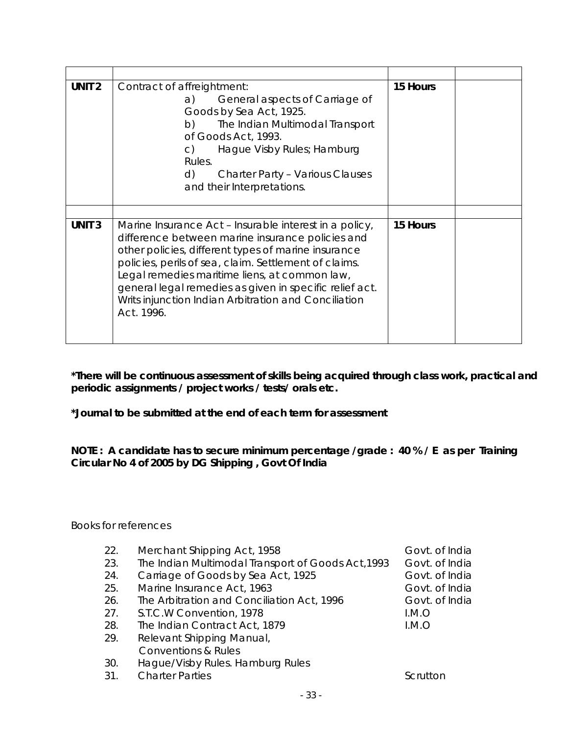| | | | |
|---|---|---|---|
| **UNIT 2** | Contract of affreightment:<br>a) General aspects of Carriage of Goods by Sea Act, 1925.<br>b) The Indian Multimodal Transport of Goods Act, 1993.<br>c) Hague Visby Rules; Hamburg Rules.<br>d) Charter Party – Various Clauses and their Interpretations. | **15 Hours** | |
| | | | |
| **UNIT 3** | Marine Insurance Act – Insurable interest in a policy, difference between marine insurance policies and other policies, different types of marine insurance policies, perils of sea, claim. Settlement of claims. Legal remedies maritime liens, at common law, general legal remedies as given in specific relief act. Writs injunction Indian Arbitration and Conciliation Act. 1996. | **15 Hours** | |

**\*There will be continuous assessment of skills being acquired through class work, practical and periodic assignments / project works / tests/ orals etc.**

**\*Journal to be submitted at the end of each term for assessment**

**NOTE : A candidate has to secure minimum percentage /grade : 40 % / E as per Training Circular No 4 of 2005 by DG Shipping , Govt Of India**

Books for references

| No. | Title | Publisher |
|---|---|---|
| 22. | Merchant Shipping Act, 1958 | Govt. of India |
| 23. | The Indian Multimodal Transport of Goods Act,1993 | Govt. of India |
| 24. | Carriage of Goods by Sea Act, 1925 | Govt. of India |
| 25. | Marine Insurance Act, 1963 | Govt. of India |
| 26. | The Arbitration and Conciliation Act, 1996 | Govt. of India |
| 27. | S.T.C.W Convention, 1978 | I.M.O |
| 28. | The Indian Contract Act, 1879 | I.M.O |
| 29. | Relevant Shipping Manual, Conventions & Rules | |
| 30. | Hague/Visby Rules. Hamburg Rules | |
| 31. | Charter Parties | Scrutton |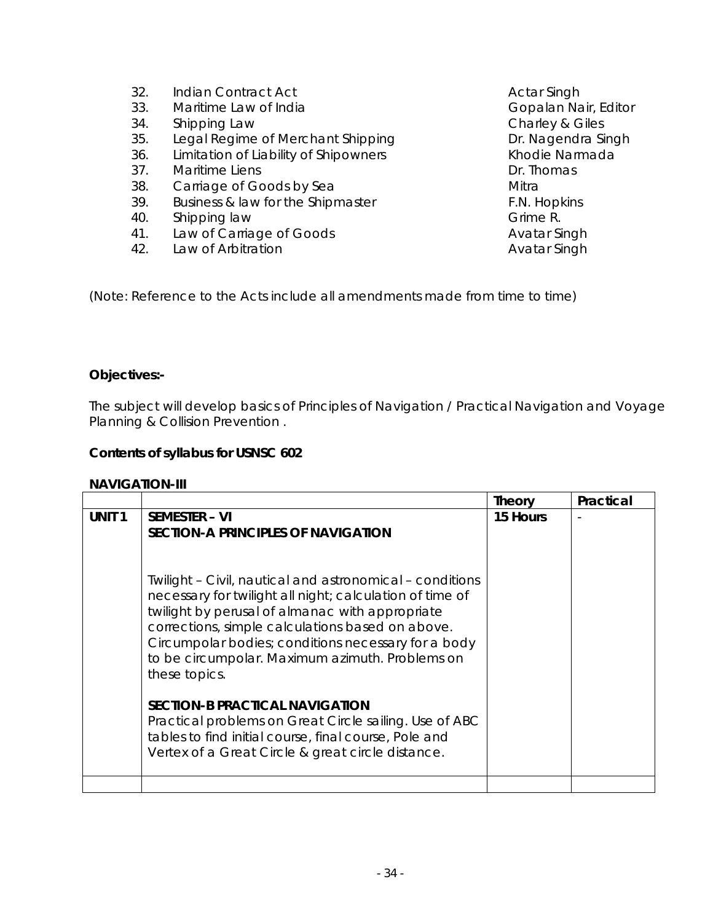| | | |
|---|---|---|
| 32. | Indian Contract Act | Actar Singh |
| 33. | Maritime Law of India | Gopalan Nair, Editor |
| 34. | Shipping Law | Charley & Giles |
| 35. | Legal Regime of Merchant Shipping | Dr. Nagendra Singh |
| 36. | Limitation of Liability of Shipowners | Khodie Narmada |
| 37. | Maritime Liens | Dr. Thomas |
| 38. | Carriage of Goods by Sea | Mitra |
| 39. | Business & law for the Shipmaster | F.N. Hopkins |
| 40. | Shipping law | Grime R. |
| 41. | Law of Carriage of Goods | Avatar Singh |
| 42. | Law of Arbitration | Avatar Singh |

(Note: Reference to the Acts include all amendments made from time to time)

**Objectives:-**

The subject will develop basics of Principles of Navigation / Practical Navigation and Voyage Planning & Collision Prevention .

**Contents of syllabus for USNSC 602**

**NAVIGATION-III**

| | | Theory | Practical |
|---|---|---|---|
| **UNIT 1** | **SEMESTER – VI**<br>**SECTION-A PRINCIPLES OF NAVIGATION**<br><br>Twilight – Civil, nautical and astronomical – conditions necessary for twilight all night; calculation of time of twilight by perusal of almanac with appropriate corrections, simple calculations based on above. Circumpolar bodies; conditions necessary for a body to be circumpolar. Maximum azimuth. Problems on these topics.<br><br>**SECTION-B PRACTICAL NAVIGATION**<br>Practical problems on Great Circle sailing. Use of ABC tables to find initial course, final course, Pole and Vertex of a Great Circle & great circle distance. | **15 Hours** | - |
| | | | |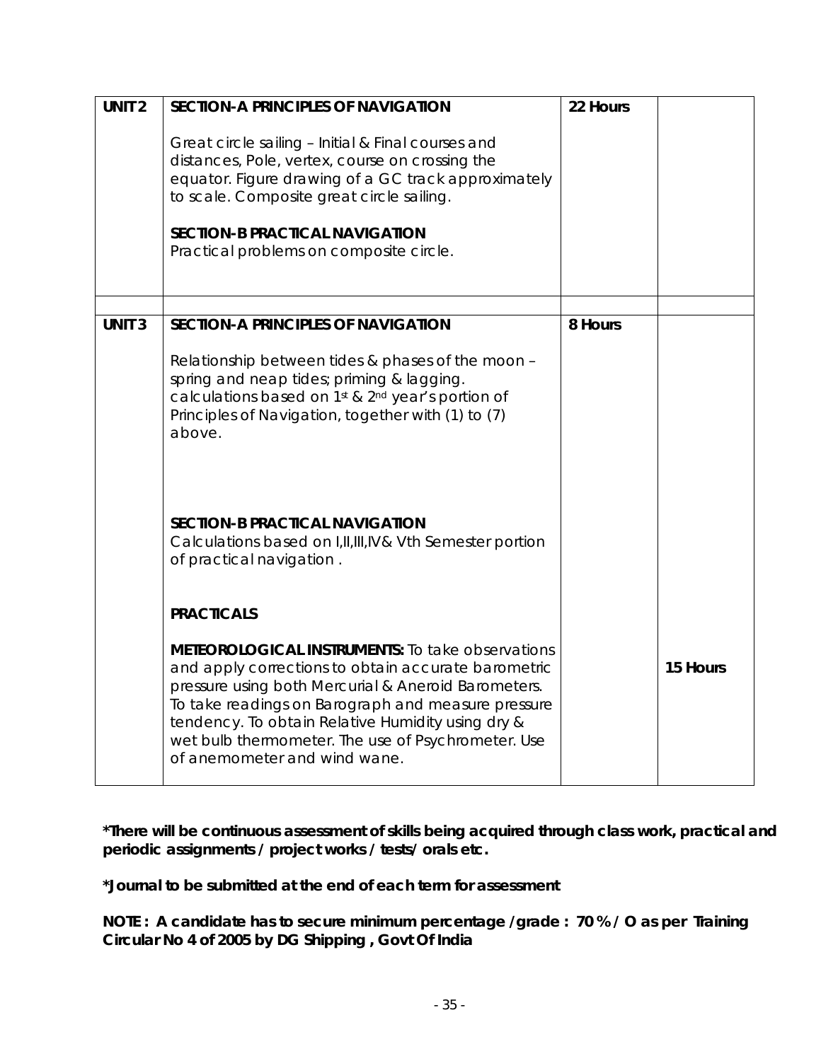| UNIT 2 | **SECTION-A PRINCIPLES OF NAVIGATION**<br><br>Great circle sailing – Initial & Final courses and distances, Pole, vertex, course on crossing the equator. Figure drawing of a GC track approximately to scale. Composite great circle sailing.<br><br>**SECTION-B PRACTICAL NAVIGATION**<br>Practical problems on composite circle. | **22 Hours** | |
|---|---|---|---|
| | | | |
| **UNIT 3** | **SECTION-A PRINCIPLES OF NAVIGATION**<br><br>Relationship between tides & phases of the moon – spring and neap tides; priming & lagging. calculations based on 1st & 2nd year's portion of Principles of Navigation, together with (1) to (7) above.<br><br>**SECTION-B PRACTICAL NAVIGATION**<br>Calculations based on I,II,III,IV& Vth Semester portion of practical navigation .<br><br>**PRACTICALS**<br><br>**METEOROLOGICAL INSTRUMENTS:** To take observations and apply corrections to obtain accurate barometric pressure using both Mercurial & Aneroid Barometers. To take readings on Barograph and measure pressure tendency. To obtain Relative Humidity using dry & wet bulb thermometer. The use of Psychrometer. Use of anemometer and wind wane. | **8 Hours** | **15 Hours** |

**\*There will be continuous assessment of skills being acquired through class work, practical and periodic assignments / project works / tests/ orals etc.**

**\*Journal to be submitted at the end of each term for assessment**

**NOTE : A candidate has to secure minimum percentage /grade : 70 % / O as per Training Circular No 4 of 2005 by DG Shipping , Govt Of India**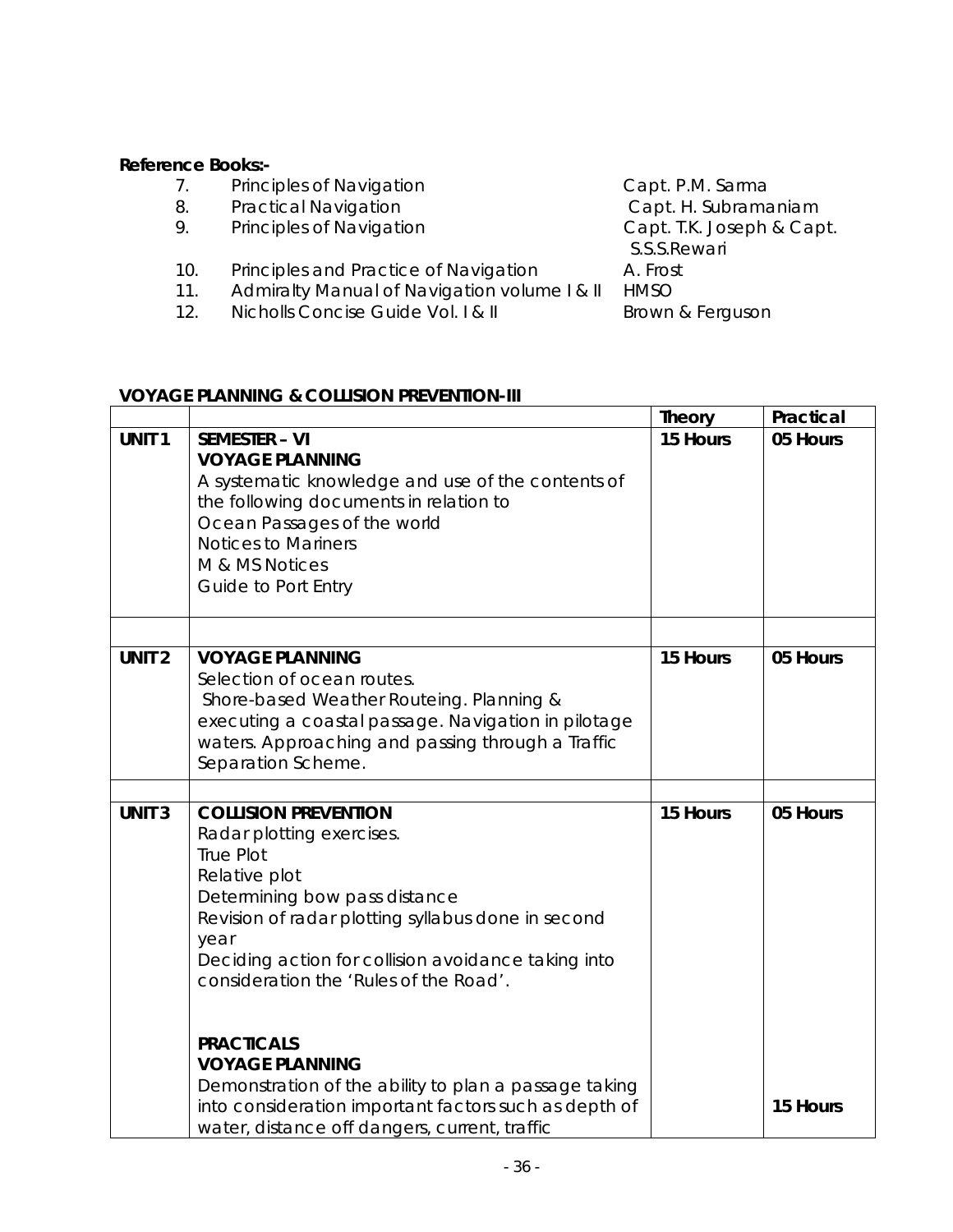**Reference Books:-**

7. Principles of Navigation — Capt. P.M. Sarma
8. Practical Navigation — Capt. H. Subramaniam
9. Principles of Navigation — Capt. T.K. Joseph & Capt. S.S.S.Rewari
10. Principles and Practice of Navigation — A. Frost
11. Admiralty Manual of Navigation volume I & II — HMSO
12. Nicholls Concise Guide Vol. I & II — Brown & Ferguson

**VOYAGE PLANNING & COLLISION PREVENTION-III**

| | | Theory | Practical |
|---|---|---|---|
| **UNIT 1** | **SEMESTER – VI**<br>**VOYAGE PLANNING**<br>A systematic knowledge and use of the contents of the following documents in relation to<br>Ocean Passages of the world<br>Notices to Mariners<br>M & MS Notices<br>Guide to Port Entry | **15 Hours** | **05 Hours** |
| | | | |
| **UNIT 2** | **VOYAGE PLANNING**<br>Selection of ocean routes.<br>Shore-based Weather Routeing. Planning & executing a coastal passage. Navigation in pilotage waters. Approaching and passing through a Traffic Separation Scheme. | **15 Hours** | **05 Hours** |
| | | | |
| **UNIT 3** | **COLLISION PREVENTION**<br>Radar plotting exercises.<br>True Plot<br>Relative plot<br>Determining bow pass distance<br>Revision of radar plotting syllabus done in second year<br>Deciding action for collision avoidance taking into consideration the 'Rules of the Road'. | **15 Hours** | **05 Hours** |
| | **PRACTICALS**<br>**VOYAGE PLANNING**<br>Demonstration of the ability to plan a passage taking into consideration important factors such as depth of water, distance off dangers, current, traffic | | **15 Hours** |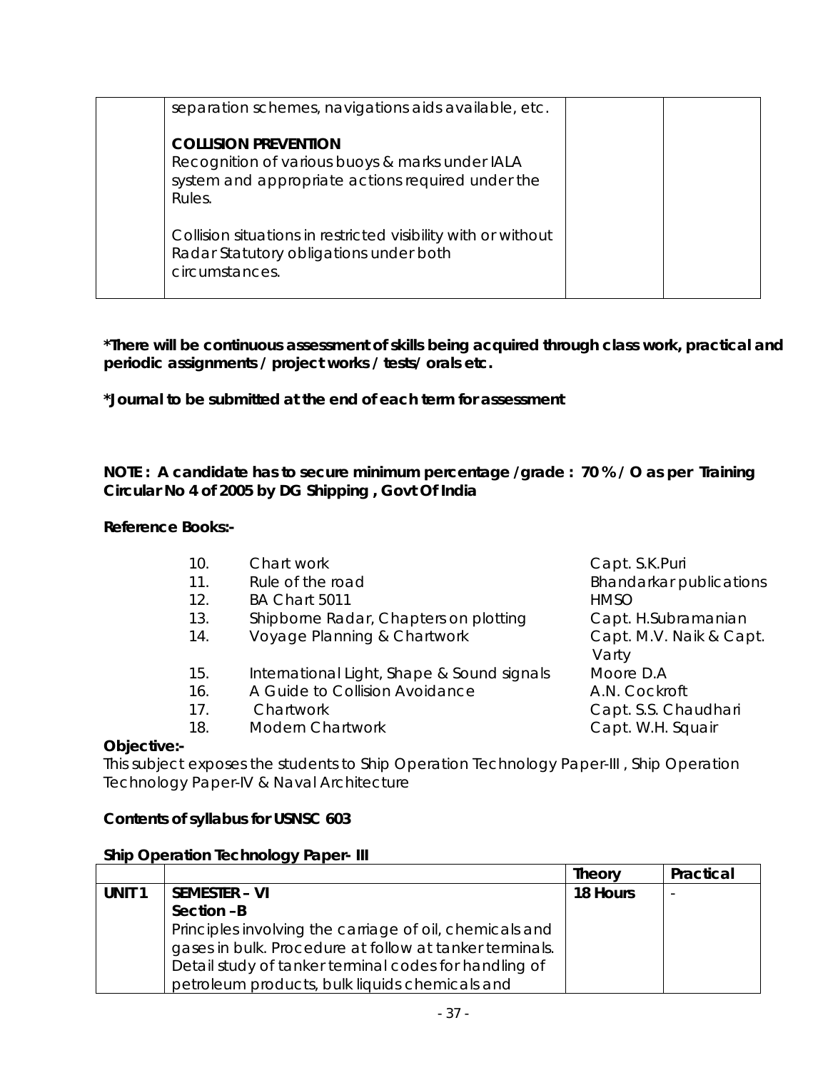|  | separation schemes, navigations aids available, etc.<br><br>**COLLISION PREVENTION**<br>Recognition of various buoys & marks under IALA system and appropriate actions required under the Rules.<br><br>Collision situations in restricted visibility with or without Radar Statutory obligations under both circumstances. |  |  |
|---|---|---|---|

**\*There will be continuous assessment of skills being acquired through class work, practical and periodic assignments / project works / tests/ orals etc.**

**\*Journal to be submitted at the end of each term for assessment**

**NOTE : A candidate has to secure minimum percentage /grade : 70 % / O as per Training Circular No 4 of 2005 by DG Shipping , Govt Of India**

**Reference Books:-**

| | | |
|---|---|---|
| 10. | Chart work | Capt. S.K.Puri |
| 11. | Rule of the road | Bhandarkar publications |
| 12. | BA Chart 5011 | HMSO |
| 13. | Shipborne Radar, Chapters on plotting | Capt. H.Subramanian |
| 14. | Voyage Planning & Chartwork | Capt. M.V. Naik & Capt. Varty |
| 15. | International Light, Shape & Sound signals | Moore D.A |
| 16. | A Guide to Collision Avoidance | A.N. Cockroft |
| 17. | Chartwork | Capt. S.S. Chaudhari |
| 18. | Modern Chartwork | Capt. W.H. Squair |

**Objective:-**

This subject exposes the students to Ship Operation Technology Paper-III , Ship Operation Technology Paper-IV & Naval Architecture

**Contents of syllabus for USNSC 603**

**Ship Operation Technology Paper- III**

|  |  | **Theory** | **Practical** |
|---|---|---|---|
| **UNIT 1** | **SEMESTER – VI**<br>**Section –B**<br>Principles involving the carriage of oil, chemicals and gases in bulk. Procedure at follow at tanker terminals. Detail study of tanker terminal codes for handling of petroleum products, bulk liquids chemicals and | **18 Hours** | - |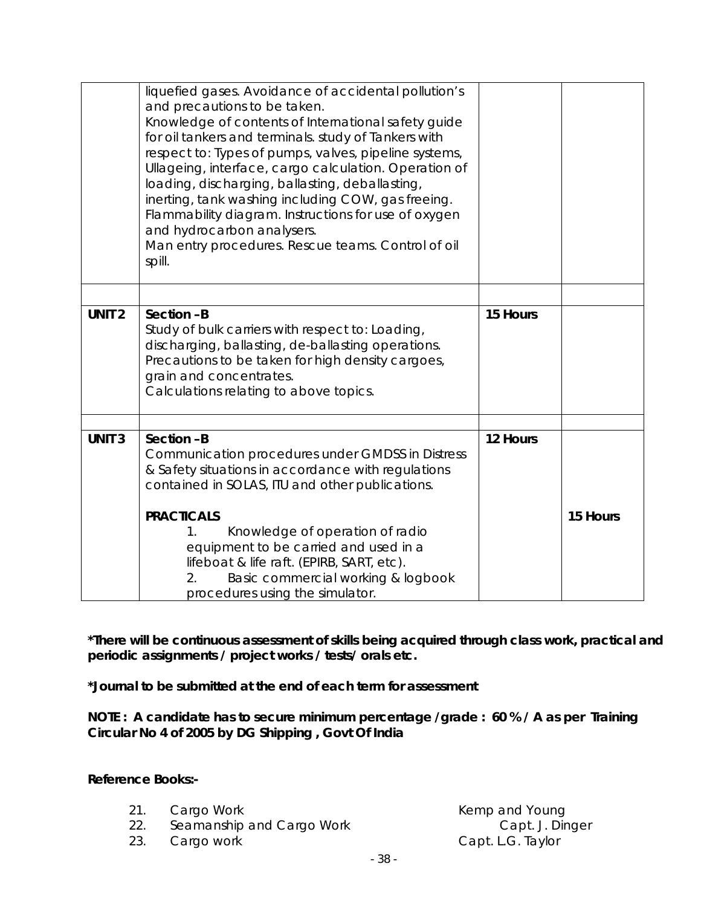| | | | |
|---|---|---|---|
| | liquefied gases. Avoidance of accidental pollution's and precautions to be taken.<br>Knowledge of contents of International safety guide for oil tankers and terminals. study of Tankers with respect to: Types of pumps, valves, pipeline systems, Ullageing, interface, cargo calculation. Operation of loading, discharging, ballasting, deballasting, inerting, tank washing including COW, gas freeing. Flammability diagram. Instructions for use of oxygen and hydrocarbon analysers.<br>Man entry procedures. Rescue teams. Control of oil spill. | | |
| | | | |
| **UNIT 2** | **Section –B**<br>Study of bulk carriers with respect to: Loading, discharging, ballasting, de-ballasting operations. Precautions to be taken for high density cargoes, grain and concentrates.<br>Calculations relating to above topics. | **15 Hours** | |
| | | | |
| **UNIT 3** | **Section –B**<br>Communication procedures under GMDSS in Distress & Safety situations in accordance with regulations contained in SOLAS, ITU and other publications.<br><br>**PRACTICALS**<br>1. Knowledge of operation of radio equipment to be carried and used in a lifeboat & life raft. (EPIRB, SART, etc).<br>2. Basic commercial working & logbook procedures using the simulator. | **12 Hours** | **15 Hours** |

**\*There will be continuous assessment of skills being acquired through class work, practical and periodic assignments / project works / tests/ orals etc.**

**\*Journal to be submitted at the end of each term for assessment**

**NOTE : A candidate has to secure minimum percentage /grade : 60 % / A as per Training Circular No 4 of 2005 by DG Shipping , Govt Of India**

**Reference Books:-**

21. Cargo Work — Kemp and Young
22. Seamanship and Cargo Work — Capt. J. Dinger
23. Cargo work — Capt. L.G. Taylor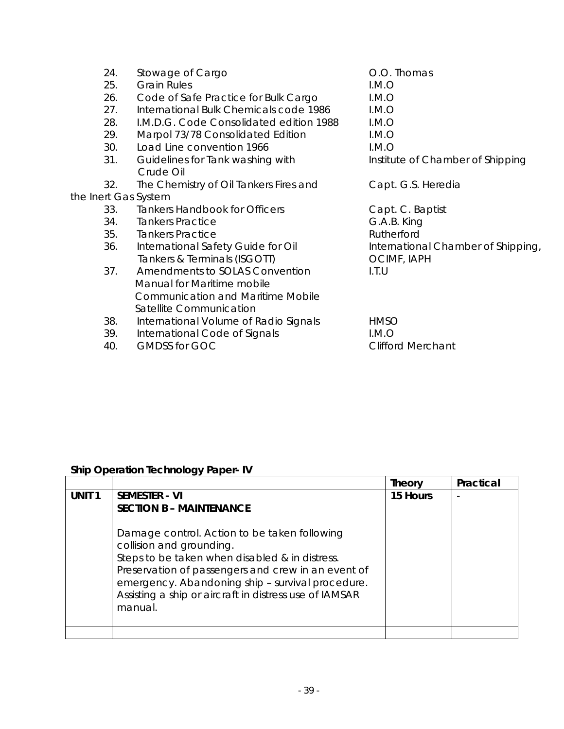24. Stowage of Cargo — O.O. Thomas
25. Grain Rules — I.M.O
26. Code of Safe Practice for Bulk Cargo — I.M.O
27. International Bulk Chemicals code 1986 — I.M.O
28. I.M.D.G. Code Consolidated edition 1988 — I.M.O
29. Marpol 73/78 Consolidated Edition — I.M.O
30. Load Line convention 1966 — I.M.O
31. Guidelines for Tank washing with Crude Oil — Institute of Chamber of Shipping
32. The Chemistry of Oil Tankers Fires and the Inert Gas System — Capt. G.S. Heredia
33. Tankers Handbook for Officers — Capt. C. Baptist
34. Tankers Practice — G.A.B. King
35. Tankers Practice — Rutherford
36. International Safety Guide for Oil Tankers & Terminals (ISGOTT) — International Chamber of Shipping, OCIMF, IAPH
37. Amendments to SOLAS Convention Manual for Maritime mobile Communication and Maritime Mobile Satellite Communication — I.T.U
38. International Volume of Radio Signals — HMSO
39. International Code of Signals — I.M.O
40. GMDSS for GOC — Clifford Merchant

**Ship Operation Technology Paper- IV**

| | | Theory | Practical |
|---|---|---|---|
| **UNIT 1** | **SEMESTER - VI**<br>**SECTION B – MAINTENANCE**<br><br>Damage control. Action to be taken following collision and grounding.<br>Steps to be taken when disabled & in distress.<br>Preservation of passengers and crew in an event of emergency. Abandoning ship – survival procedure.<br>Assisting a ship or aircraft in distress use of IAMSAR manual. | **15 Hours** | - |
| | | | |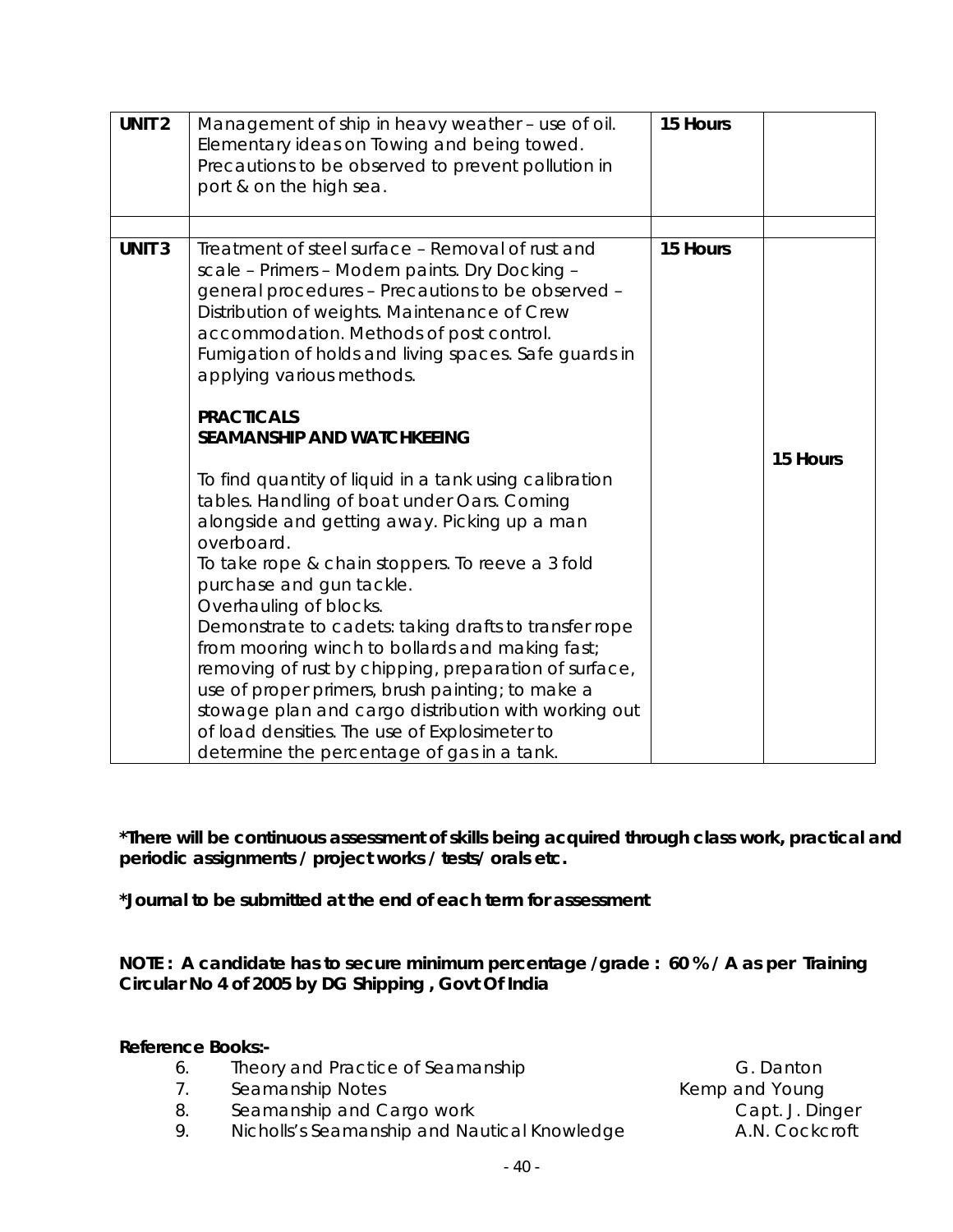| UNIT 2 | Management of ship in heavy weather – use of oil. Elementary ideas on Towing and being towed. Precautions to be observed to prevent pollution in port & on the high sea. | 15 Hours | |
|---|---|---|---|
| | | | |
| UNIT 3 | Treatment of steel surface – Removal of rust and scale – Primers – Modern paints. Dry Docking – general procedures – Precautions to be observed – Distribution of weights. Maintenance of Crew accommodation. Methods of post control. Fumigation of holds and living spaces. Safe guards in applying various methods.<br><br>**PRACTICALS**<br>**SEAMANSHIP AND WATCHKEEING**<br><br>To find quantity of liquid in a tank using calibration tables. Handling of boat under Oars. Coming alongside and getting away. Picking up a man overboard.<br>To take rope & chain stoppers. To reeve a 3 fold purchase and gun tackle.<br>Overhauling of blocks.<br>Demonstrate to cadets: taking drafts to transfer rope from mooring winch to bollards and making fast; removing of rust by chipping, preparation of surface, use of proper primers, brush painting; to make a stowage plan and cargo distribution with working out of load densities. The use of Explosimeter to determine the percentage of gas in a tank. | 15 Hours | 15 Hours |

**\*There will be continuous assessment of skills being acquired through class work, practical and periodic assignments / project works / tests/ orals etc.**

**\*Journal to be submitted at the end of each term for assessment**

**NOTE : A candidate has to secure minimum percentage /grade : 60 % / A as per Training Circular No 4 of 2005 by DG Shipping , Govt Of India**

**Reference Books:-**

6. Theory and Practice of Seamanship — G. Danton
7. Seamanship Notes — Kemp and Young
8. Seamanship and Cargo work — Capt. J. Dinger
9. Nicholls's Seamanship and Nautical Knowledge — A.N. Cockcroft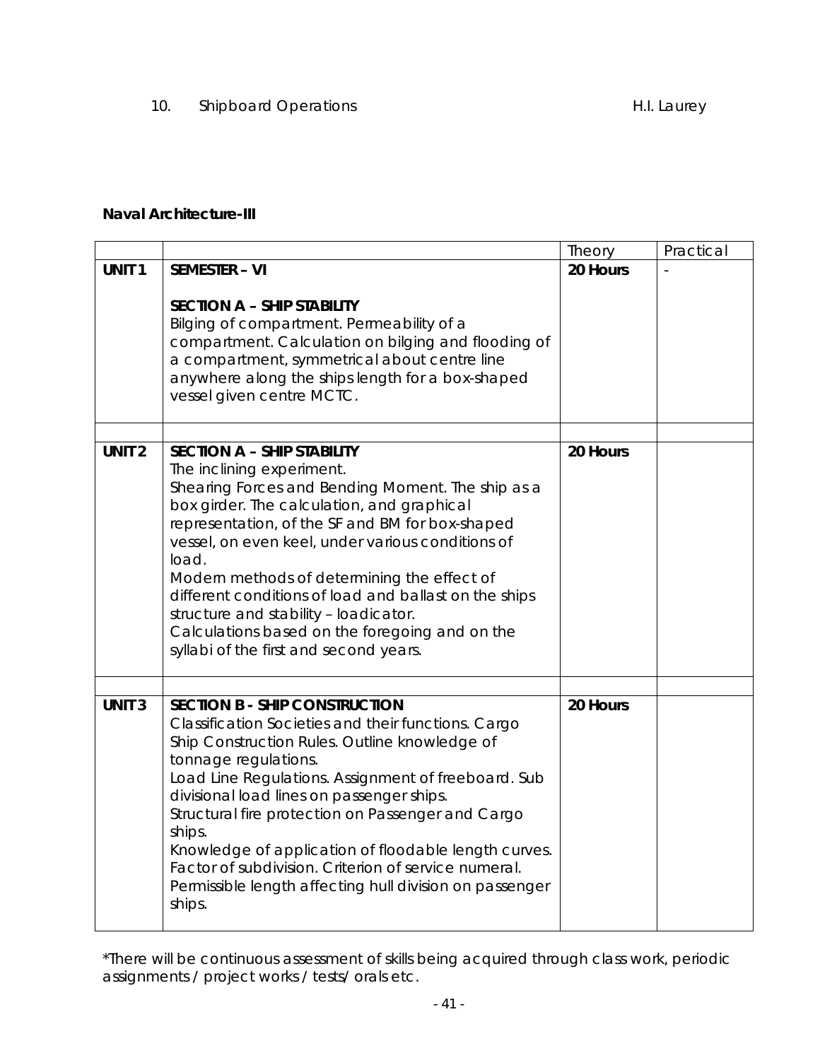10. Shipboard Operations H.I. Laurey

**Naval Architecture-III**

| | | Theory | Practical |
|---|---|---|---|
| **UNIT 1** | **SEMESTER – VI**<br><br>**SECTION A – SHIP STABILITY**<br>Bilging of compartment. Permeability of a compartment. Calculation on bilging and flooding of a compartment, symmetrical about centre line anywhere along the ships length for a box-shaped vessel given centre MCTC. | **20 Hours** | - |
| | | | |
| **UNIT 2** | **SECTION A – SHIP STABILITY**<br>The inclining experiment.<br>Shearing Forces and Bending Moment. The ship as a box girder. The calculation, and graphical representation, of the SF and BM for box-shaped vessel, on even keel, under various conditions of load.<br>Modern methods of determining the effect of different conditions of load and ballast on the ships structure and stability – loadicator.<br>Calculations based on the foregoing and on the syllabi of the first and second years. | **20 Hours** | |
| | | | |
| **UNIT 3** | **SECTION B - SHIP CONSTRUCTION**<br>Classification Societies and their functions. Cargo Ship Construction Rules. Outline knowledge of tonnage regulations.<br>Load Line Regulations. Assignment of freeboard. Sub divisional load lines on passenger ships.<br>Structural fire protection on Passenger and Cargo ships.<br>Knowledge of application of floodable length curves. Factor of subdivision. Criterion of service numeral. Permissible length affecting hull division on passenger ships. | **20 Hours** | |

*There will be continuous assessment of skills being acquired through class work, periodic assignments / project works / tests/ orals etc.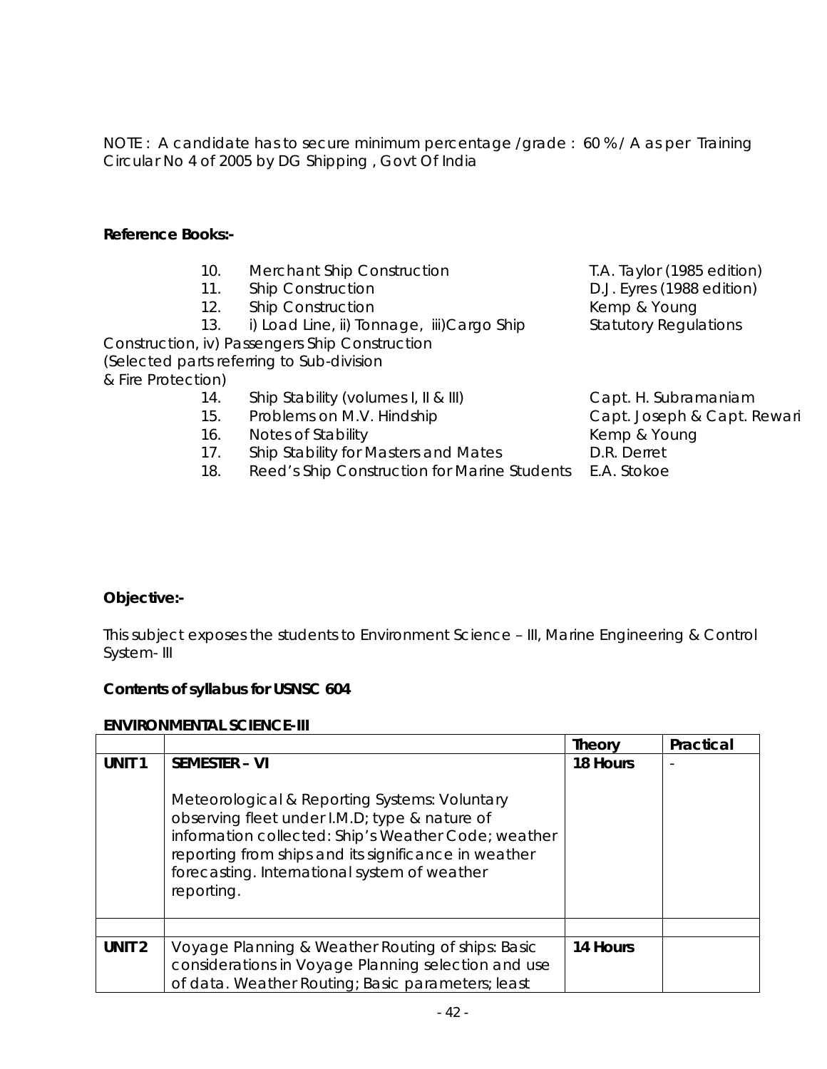NOTE : A candidate has to secure minimum percentage /grade : 60 % / A as per Training Circular No 4 of 2005 by DG Shipping , Govt Of India

**Reference Books:-**

| No. | Title | Author |
|---|---|---|
| 10. | Merchant Ship Construction | T.A. Taylor (1985 edition) |
| 11. | Ship Construction | D.J. Eyres (1988 edition) |
| 12. | Ship Construction | Kemp & Young |
| 13. | i) Load Line, ii) Tonnage, iii)Cargo Ship Construction, iv) Passengers Ship Construction (Selected parts referring to Sub-division & Fire Protection) | Statutory Regulations |
| 14. | Ship Stability (volumes I, II & III) | Capt. H. Subramaniam |
| 15. | Problems on M.V. Hindship | Capt. Joseph & Capt. Rewari |
| 16. | Notes of Stability | Kemp & Young |
| 17. | Ship Stability for Masters and Mates | D.R. Derret |
| 18. | Reed's Ship Construction for Marine Students | E.A. Stokoe |

**Objective:-**

This subject exposes the students to Environment Science – III, Marine Engineering & Control System- III

**Contents of syllabus for USNSC 604**

**ENVIRONMENTAL SCIENCE-III**

| | | **Theory** | **Practical** |
|---|---|---|---|
| **UNIT 1** | **SEMESTER – VI**<br><br>Meteorological & Reporting Systems: Voluntary observing fleet under I.M.D; type & nature of information collected: Ship's Weather Code; weather reporting from ships and its significance in weather forecasting. International system of weather reporting. | **18 Hours** | - |
| | | | |
| **UNIT 2** | Voyage Planning & Weather Routing of ships: Basic considerations in Voyage Planning selection and use of data. Weather Routing; Basic parameters; least | **14 Hours** | |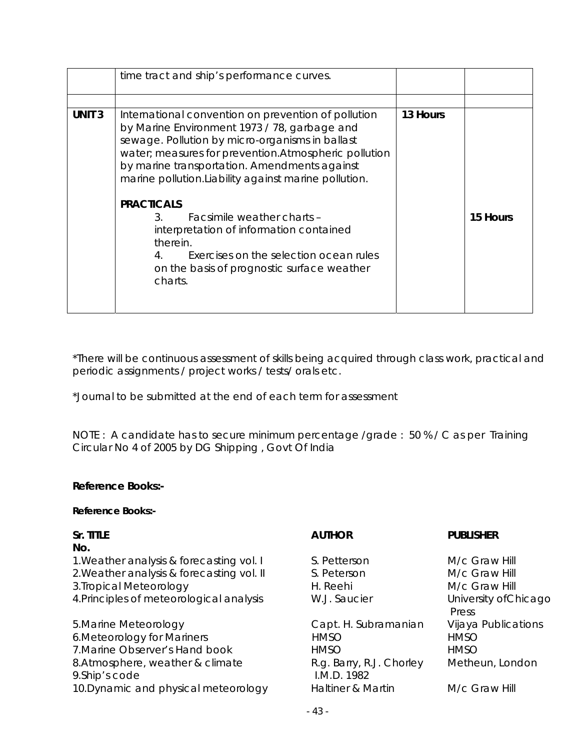|  | time tract and ship's performance curves. |  |  |
|---|---|---|---|
|  |  |  |  |
| **UNIT 3** | International convention on prevention of pollution by Marine Environment 1973 / 78, garbage and sewage. Pollution by micro-organisms in ballast water; measures for prevention.Atmospheric pollution by marine transportation. Amendments against marine pollution.Liability against marine pollution.<br><br>**PRACTICALS**<br>3. Facsimile weather charts – interpretation of information contained therein.<br>4. Exercises on the selection ocean rules on the basis of prognostic surface weather charts. | **13 Hours** | **15 Hours** |

*There will be continuous assessment of skills being acquired through class work, practical and periodic assignments / project works / tests/ orals etc.

*Journal to be submitted at the end of each term for assessment

NOTE : A candidate has to secure minimum percentage /grade : 50 % / C as per Training Circular No 4 of 2005 by DG Shipping , Govt Of India

**Reference Books:-**

**Reference Books:-**

| **Sr. No.** | **TITLE** | **AUTHOR** | **PUBLISHER** |
|---|---|---|---|
| 1. | Weather analysis & forecasting vol. I | S. Petterson | M/c Graw Hill |
| 2. | Weather analysis & forecasting vol. II | S. Peterson | M/c Graw Hill |
| 3. | Tropical Meteorology | H. Reehi | M/c Graw Hill |
| 4. | Principles of meteorological analysis | W.J. Saucier | University ofChicago Press |
| 5. | Marine Meteorology | Capt. H. Subramanian | Vijaya Publications |
| 6. | Meteorology for Mariners | HMSO | HMSO |
| 7. | Marine Observer's Hand book | HMSO | HMSO |
| 8. | Atmosphere, weather & climate | R.g. Barry, R.J. Chorley | Metheun, London |
| 9. | Ship's code | I.M.D. 1982 |  |
| 10. | Dynamic and physical meteorology | Haltiner & Martin | M/c Graw Hill |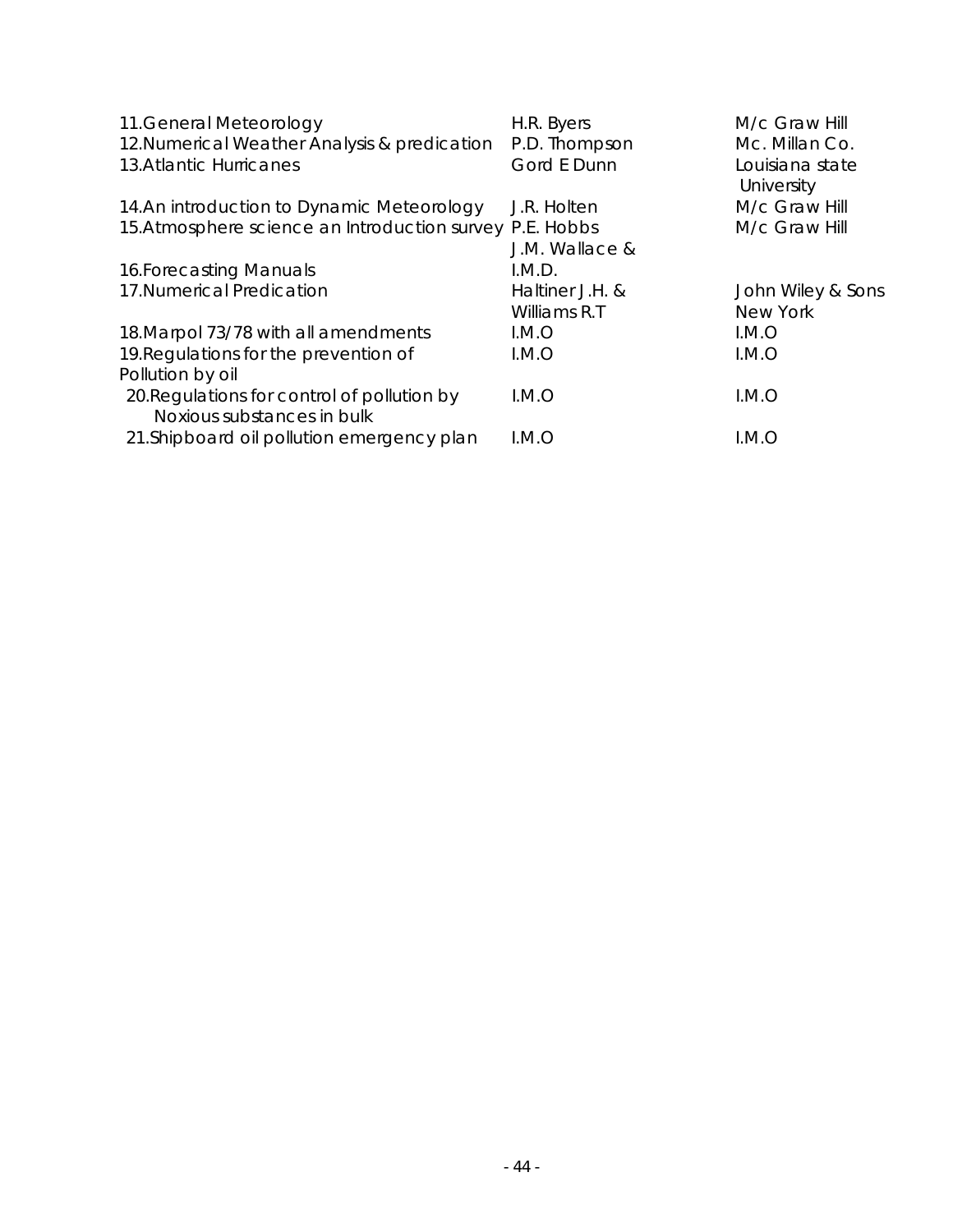| | | |
|---|---|---|
| 11.General Meteorology | H.R. Byers | M/c Graw Hill |
| 12.Numerical Weather Analysis & predication | P.D. Thompson | Mc. Millan Co. |
| 13.Atlantic Hurricanes | Gord E Dunn | Louisiana state University |
| 14.An introduction to Dynamic Meteorology | J.R. Holten | M/c Graw Hill |
| 15.Atmosphere science an Introduction survey | P.E. Hobbs J.M. Wallace & | M/c Graw Hill |
| 16.Forecasting Manuals | I.M.D. | |
| 17.Numerical Predication | Haltiner J.H. & Williams R.T | John Wiley & Sons New York |
| 18.Marpol 73/78 with all amendments | I.M.O | I.M.O |
| 19.Regulations for the prevention of Pollution by oil | I.M.O | I.M.O |
| 20.Regulations for control of pollution by Noxious substances in bulk | I.M.O | I.M.O |
| 21.Shipboard oil pollution emergency plan | I.M.O | I.M.O |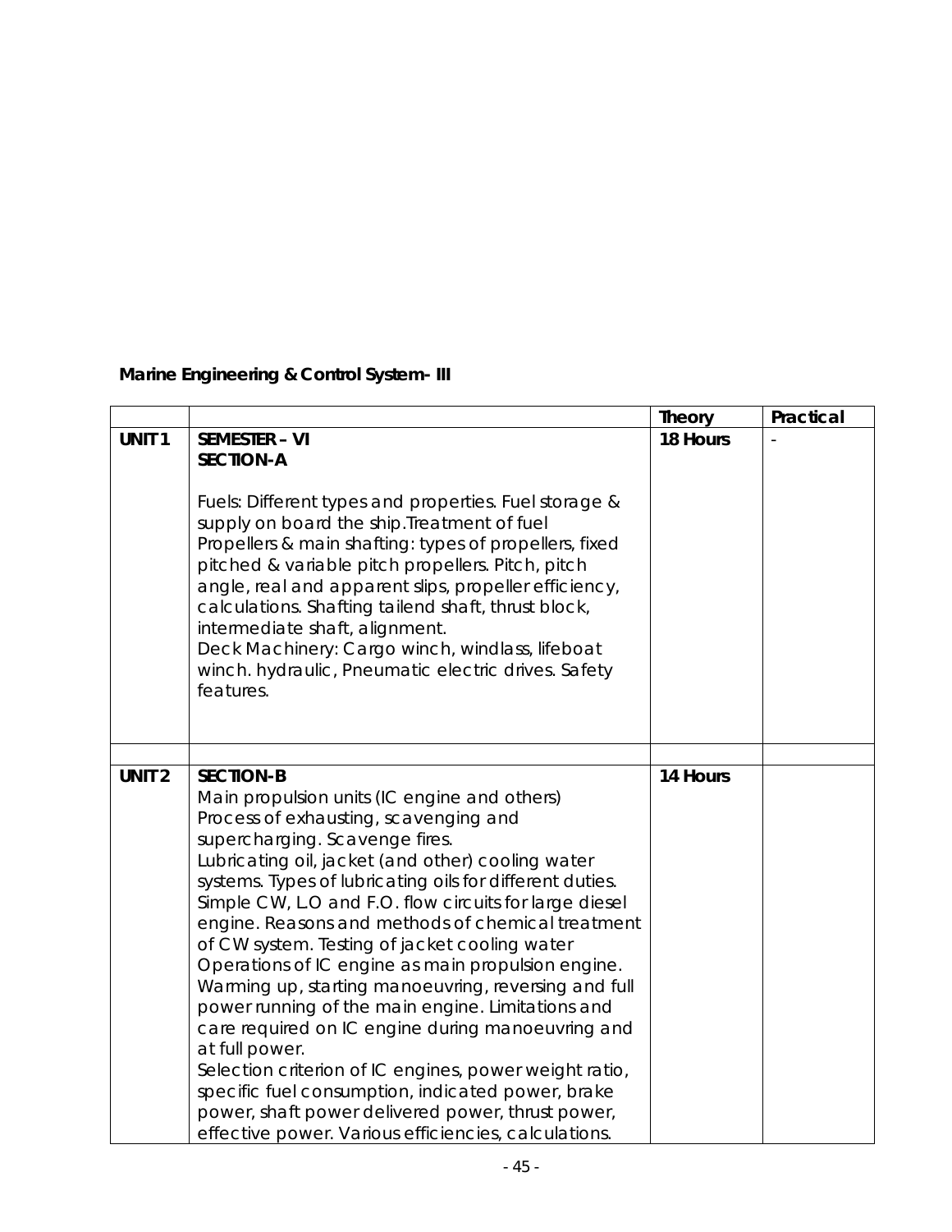**Marine Engineering & Control System- III**

| | | Theory | Practical |
|---|---|---|---|
| **UNIT 1** | **SEMESTER – VI**<br>**SECTION-A**<br><br>Fuels: Different types and properties. Fuel storage & supply on board the ship.Treatment of fuel<br>Propellers & main shafting: types of propellers, fixed pitched & variable pitch propellers. Pitch, pitch angle, real and apparent slips, propeller efficiency, calculations. Shafting tailend shaft, thrust block, intermediate shaft, alignment.<br>Deck Machinery: Cargo winch, windlass, lifeboat winch. hydraulic, Pneumatic electric drives. Safety features. | **18 Hours** | - |
| | | | |
| **UNIT 2** | **SECTION-B**<br>Main propulsion units (IC engine and others)<br>Process of exhausting, scavenging and supercharging. Scavenge fires.<br>Lubricating oil, jacket (and other) cooling water systems. Types of lubricating oils for different duties. Simple CW, L.O and F.O. flow circuits for large diesel engine. Reasons and methods of chemical treatment of CW system. Testing of jacket cooling water<br>Operations of IC engine as main propulsion engine. Warming up, starting manoeuvring, reversing and full power running of the main engine. Limitations and care required on IC engine during manoeuvring and at full power.<br>Selection criterion of IC engines, power weight ratio, specific fuel consumption, indicated power, brake power, shaft power delivered power, thrust power, effective power. Various efficiencies, calculations. | **14 Hours** | |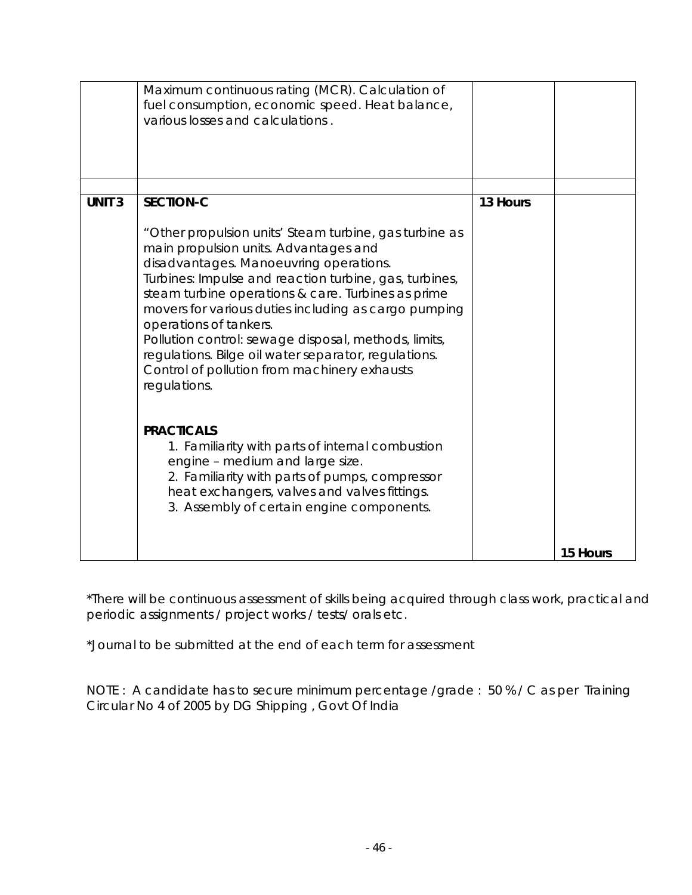| | | | |
|---|---|---|---|
| | Maximum continuous rating (MCR). Calculation of fuel consumption, economic speed. Heat balance, various losses and calculations . | | |
| | | | |
| **UNIT 3** | **SECTION-C**<br><br>"Other propulsion units' Steam turbine, gas turbine as main propulsion units. Advantages and disadvantages. Manoeuvring operations.<br>Turbines: Impulse and reaction turbine, gas, turbines, steam turbine operations & care. Turbines as prime movers for various duties including as cargo pumping operations of tankers.<br>Pollution control: sewage disposal, methods, limits, regulations. Bilge oil water separator, regulations. Control of pollution from machinery exhausts regulations.<br><br>**PRACTICALS**<br>1. Familiarity with parts of internal combustion engine – medium and large size.<br>2. Familiarity with parts of pumps, compressor heat exchangers, valves and valves fittings.<br>3. Assembly of certain engine components. | **13 Hours** | **15 Hours** |

*There will be continuous assessment of skills being acquired through class work, practical and periodic assignments / project works / tests/ orals etc.

*Journal to be submitted at the end of each term for assessment

NOTE : A candidate has to secure minimum percentage /grade : 50 % / C as per Training Circular No 4 of 2005 by DG Shipping , Govt Of India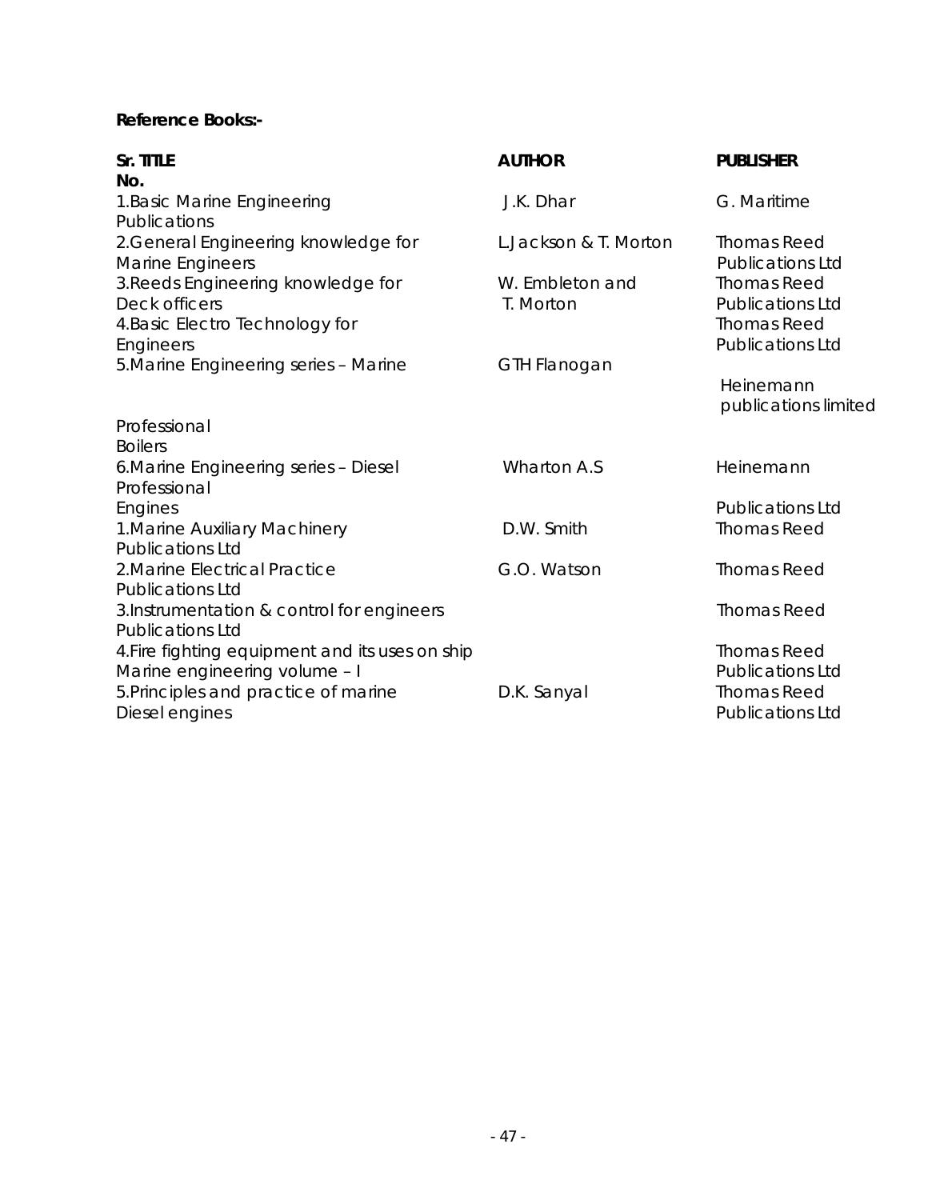**Reference Books:-**

| Sr. No. | TITLE | AUTHOR | PUBLISHER |
|---|---|---|---|
| 1. | Basic Marine Engineering | J.K. Dhar | G. Maritime Publications |
| 2. | General Engineering knowledge for Marine Engineers | L.Jackson & T. Morton | Thomas Reed Publications Ltd |
| 3. | Reeds Engineering knowledge for Deck officers | W. Embleton and T. Morton | Thomas Reed Publications Ltd |
| 4. | Basic Electro Technology for Engineers | | Thomas Reed Publications Ltd |
| 5. | Marine Engineering series – Marine Professional Boilers | GTH Flanogan | Heinemann publications limited |
| 6. | Marine Engineering series – Diesel Professional Engines | Wharton A.S | Heinemann Publications Ltd |
| 1. | Marine Auxiliary Machinery | D.W. Smith | Thomas Reed Publications Ltd |
| 2. | Marine Electrical Practice | G.O. Watson | Thomas Reed Publications Ltd |
| 3. | Instrumentation & control for engineers | | Thomas Reed Publications Ltd |
| 4. | Fire fighting equipment and its uses on ship Marine engineering volume – I | | Thomas Reed Publications Ltd |
| 5. | Principles and practice of marine Diesel engines | D.K. Sanyal | Thomas Reed Publications Ltd |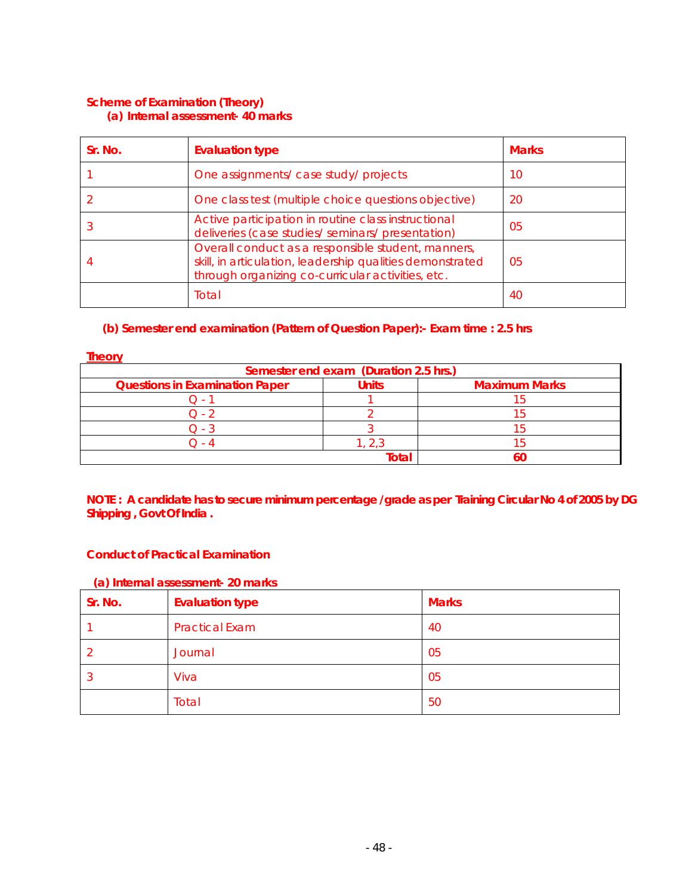**Scheme of Examination (Theory)**

**(a) Internal assessment- 40 marks**

| Sr. No. | Evaluation type | Marks |
|---|---|---|
| 1 | One assignments/ case study/ projects | 10 |
| 2 | One class test (multiple choice questions objective) | 20 |
| 3 | Active participation in routine class instructional deliveries (case studies/ seminars/ presentation) | 05 |
| 4 | Overall conduct as a responsible student, manners, skill, in articulation, leadership qualities demonstrated through organizing co-curricular activities, etc. | 05 |
| | Total | 40 |

**(b) Semester end examination (Pattern of Question Paper):- Exam time : 2.5 hrs**

**Theory**

| Semester end exam (Duration 2.5 hrs.) | | |
|---|---|---|
| **Questions in Examination Paper** | **Units** | **Maximum Marks** |
| Q - 1 | 1 | 15 |
| Q - 2 | 2 | 15 |
| Q - 3 | 3 | 15 |
| Q - 4 | 1, 2,3 | 15 |
| | **Total** | **60** |

**NOTE : A candidate has to secure minimum percentage /grade as per Training Circular No 4 of 2005 by DG Shipping , Govt Of India .**

**Conduct of Practical Examination**

**(a) Internal assessment- 20 marks**

| Sr. No. | Evaluation type | Marks |
|---|---|---|
| 1 | Practical Exam | 40 |
| 2 | Journal | 05 |
| 3 | Viva | 05 |
| | Total | 50 |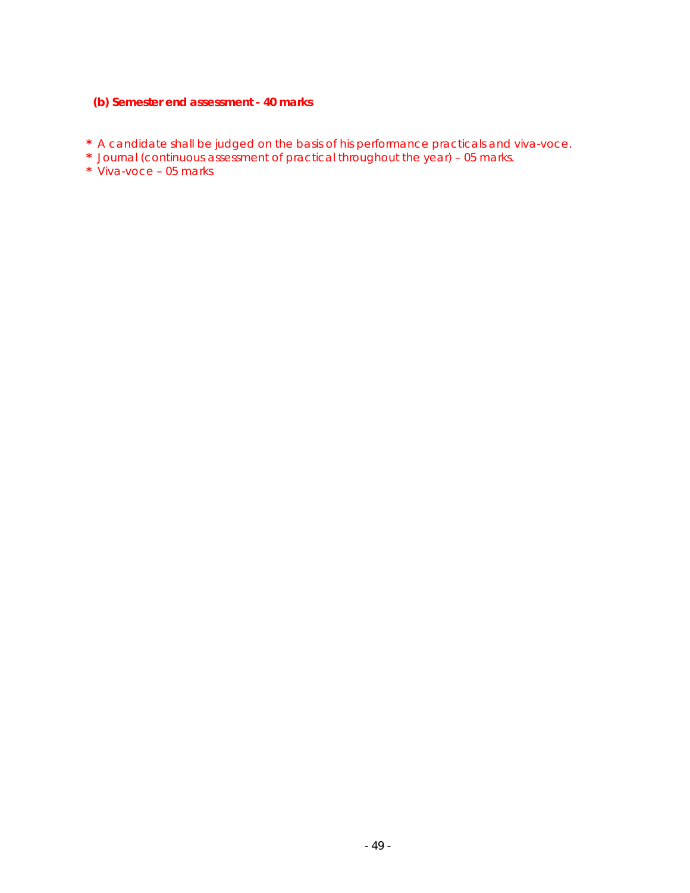**(b) Semester end assessment - 40 marks**

* A candidate shall be judged on the basis of his performance practicals and viva-voce.
* Journal (continuous assessment of practical throughout the year) – 05 marks.
* Viva-voce – 05 marks